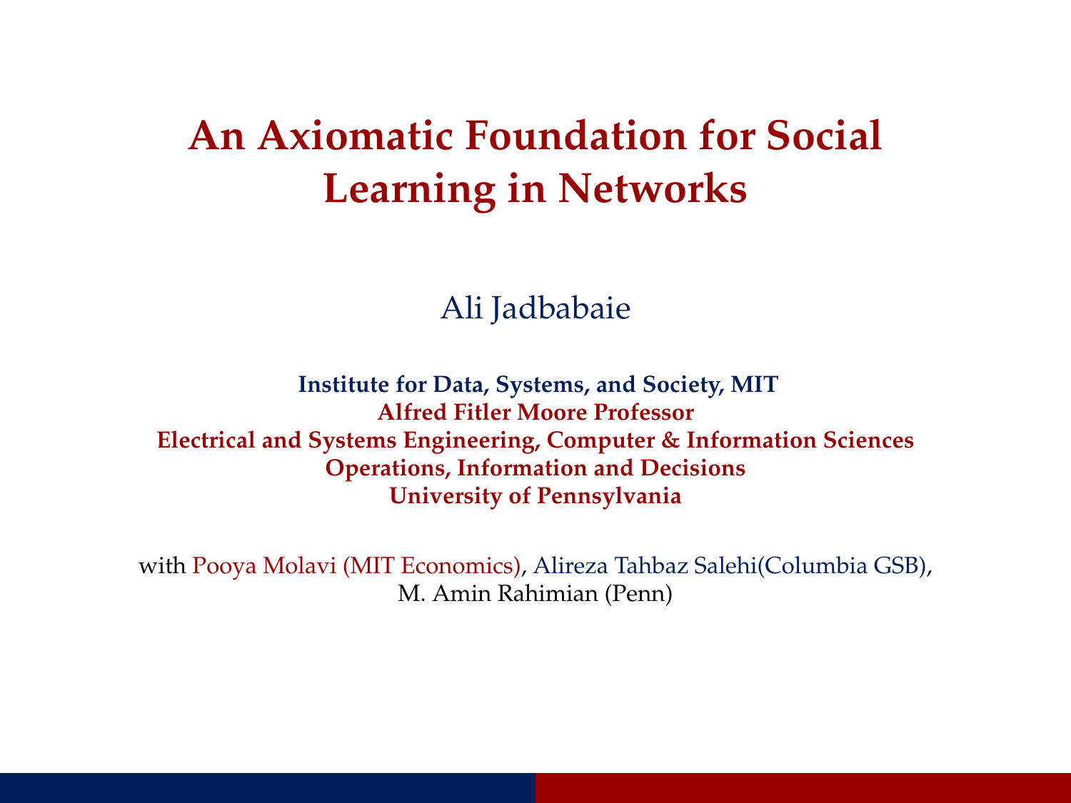# An Axiomatic Foundation for Social Learning in Networks

Ali Jadbabaie

**Institute for Data, Systems, and Society, MIT**
**Alfred Fitler Moore Professor**
**Electrical and Systems Engineering, Computer & Information Sciences**
**Operations, Information and Decisions**
**University of Pennsylvania**

with Pooya Molavi (MIT Economics), Alireza Tahbaz Salehi(Columbia GSB), M. Amin Rahimian (Penn)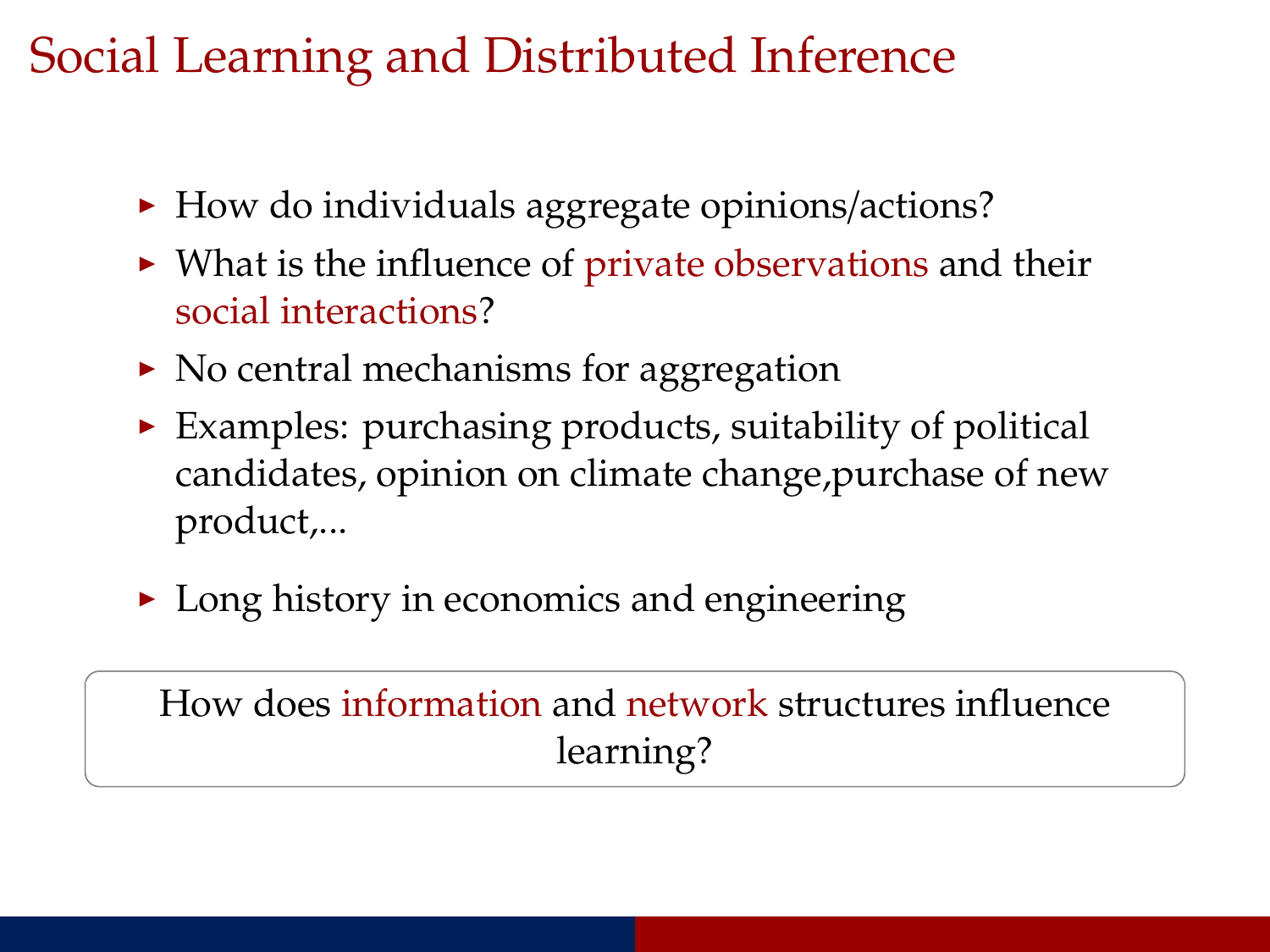# Social Learning and Distributed Inference

- How do individuals aggregate opinions/actions?
- What is the influence of private observations and their social interactions?
- No central mechanisms for aggregation
- Examples: purchasing products, suitability of political candidates, opinion on climate change,purchase of new product,...
- Long history in economics and engineering

How does information and network structures influence learning?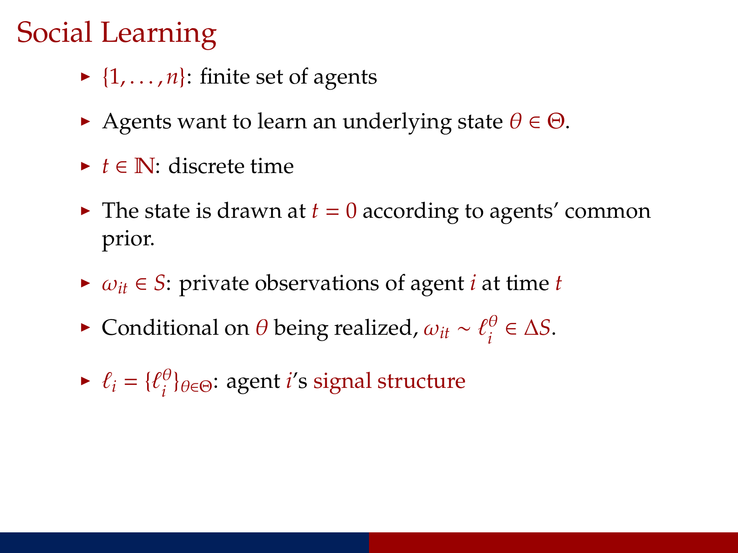# Social Learning

- $\{1, \ldots, n\}$: finite set of agents
- Agents want to learn an underlying state $\theta \in \Theta$.
- $t \in \mathbb{N}$: discrete time
- The state is drawn at $t = 0$ according to agents' common prior.
- $\omega_{it} \in S$: private observations of agent $i$ at time $t$
- Conditional on $\theta$ being realized, $\omega_{it} \sim \ell_i^\theta \in \Delta S$.
- $\ell_i = \{\ell_i^\theta\}_{\theta \in \Theta}$: agent $i$'s signal structure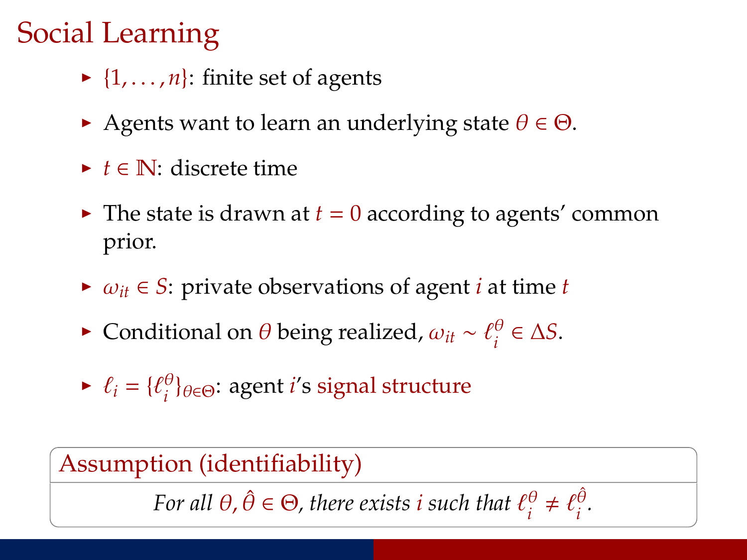# Social Learning

- $\{1, \ldots, n\}$: finite set of agents
- Agents want to learn an underlying state $\theta \in \Theta$.
- $t \in \mathbb{N}$: discrete time
- The state is drawn at $t = 0$ according to agents' common prior.
- $\omega_{it} \in S$: private observations of agent $i$ at time $t$
- Conditional on $\theta$ being realized, $\omega_{it} \sim \ell_i^\theta \in \Delta S$.
- $\ell_i = \{\ell_i^\theta\}_{\theta \in \Theta}$: agent $i$'s signal structure

**Assumption (identifiability)**

*For all $\theta, \hat{\theta} \in \Theta$, there exists $i$ such that $\ell_i^\theta \neq \ell_i^{\hat{\theta}}$.*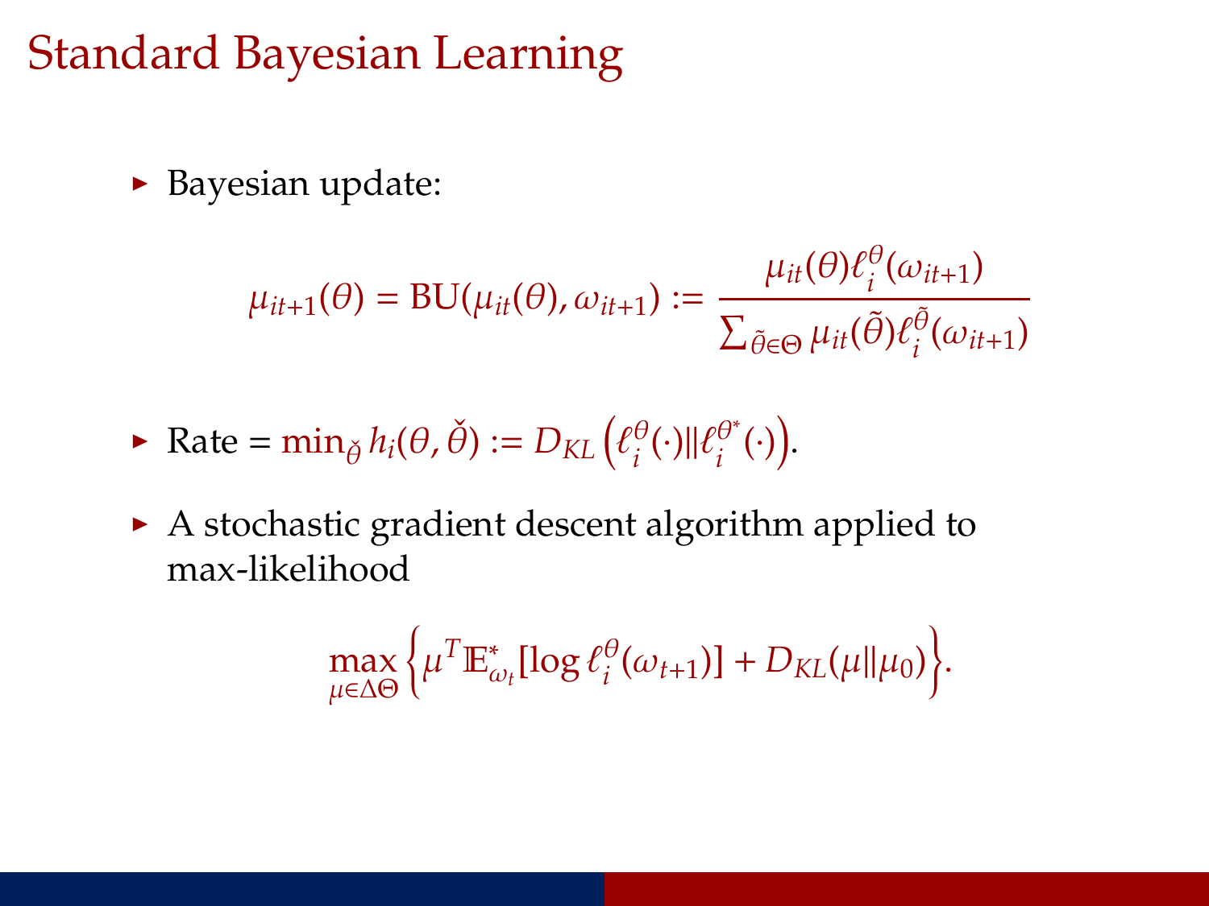# Standard Bayesian Learning

- Bayesian update:

$$\mu_{it+1}(\theta) = \text{BU}(\mu_{it}(\theta), \omega_{it+1}) := \frac{\mu_{it}(\theta)\ell_i^{\theta}(\omega_{it+1})}{\sum_{\tilde{\theta}\in\Theta} \mu_{it}(\tilde{\theta})\ell_i^{\tilde{\theta}}(\omega_{it+1})}$$

- Rate = $\min_{\check{\theta}} h_i(\theta, \check{\theta}) := D_{KL}\left(\ell_i^{\theta}(\cdot)\|\ell_i^{\theta^*}(\cdot)\right)$.

- A stochastic gradient descent algorithm applied to max-likelihood

$$\max_{\mu\in\Delta\Theta}\left\{\mu^T \mathbb{E}^*_{\omega_t}[\log \ell_i^{\theta}(\omega_{t+1})] + D_{KL}(\mu\|\mu_0)\right\}.$$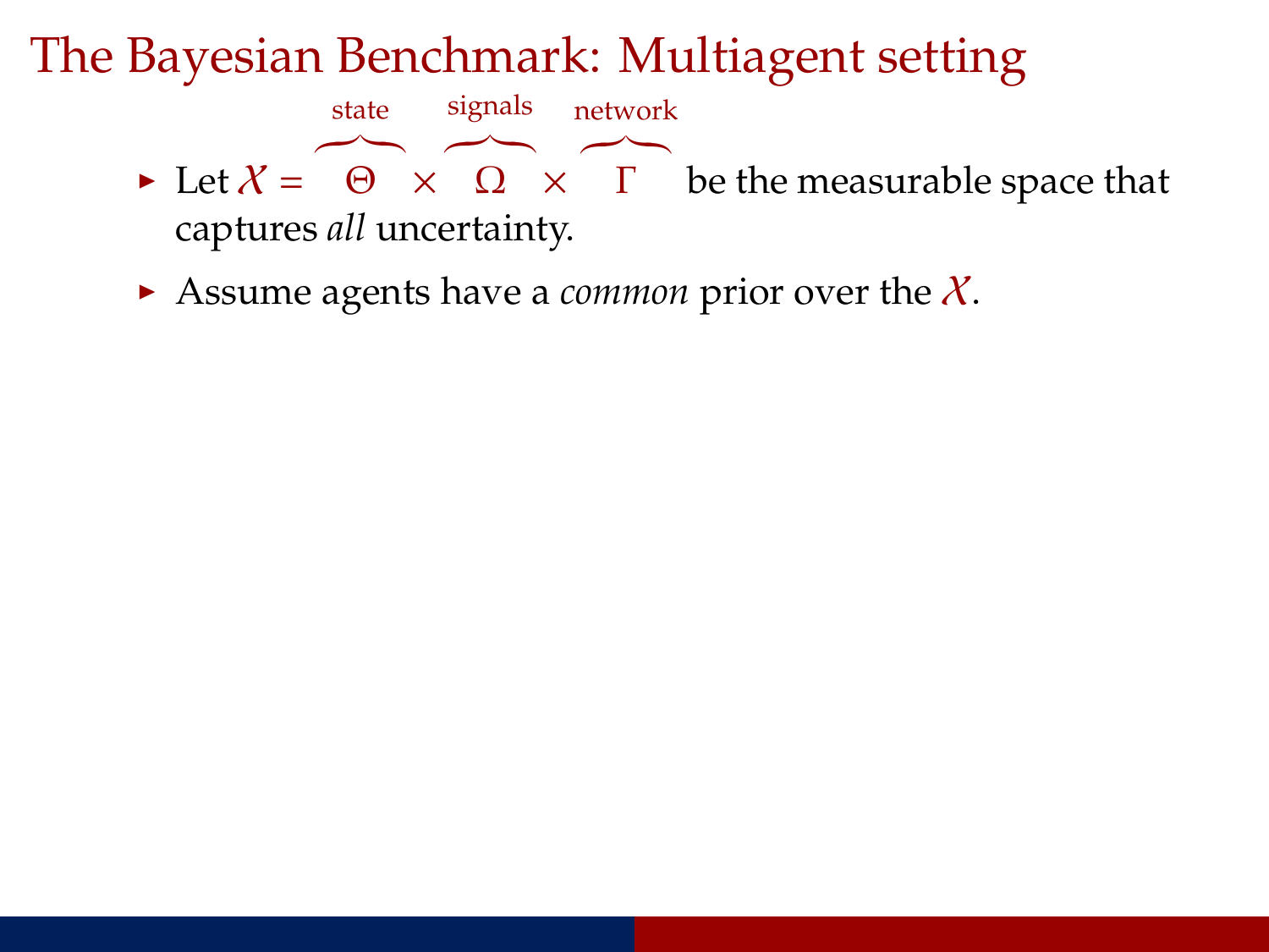# The Bayesian Benchmark: Multiagent setting

- Let $\mathcal{X} = \overbrace{\Theta}^{\text{state}} \times \overbrace{\Omega}^{\text{signals}} \times \overbrace{\Gamma}^{\text{network}}$ be the measurable space that captures *all* uncertainty.
- Assume agents have a *common* prior over the $\mathcal{X}$.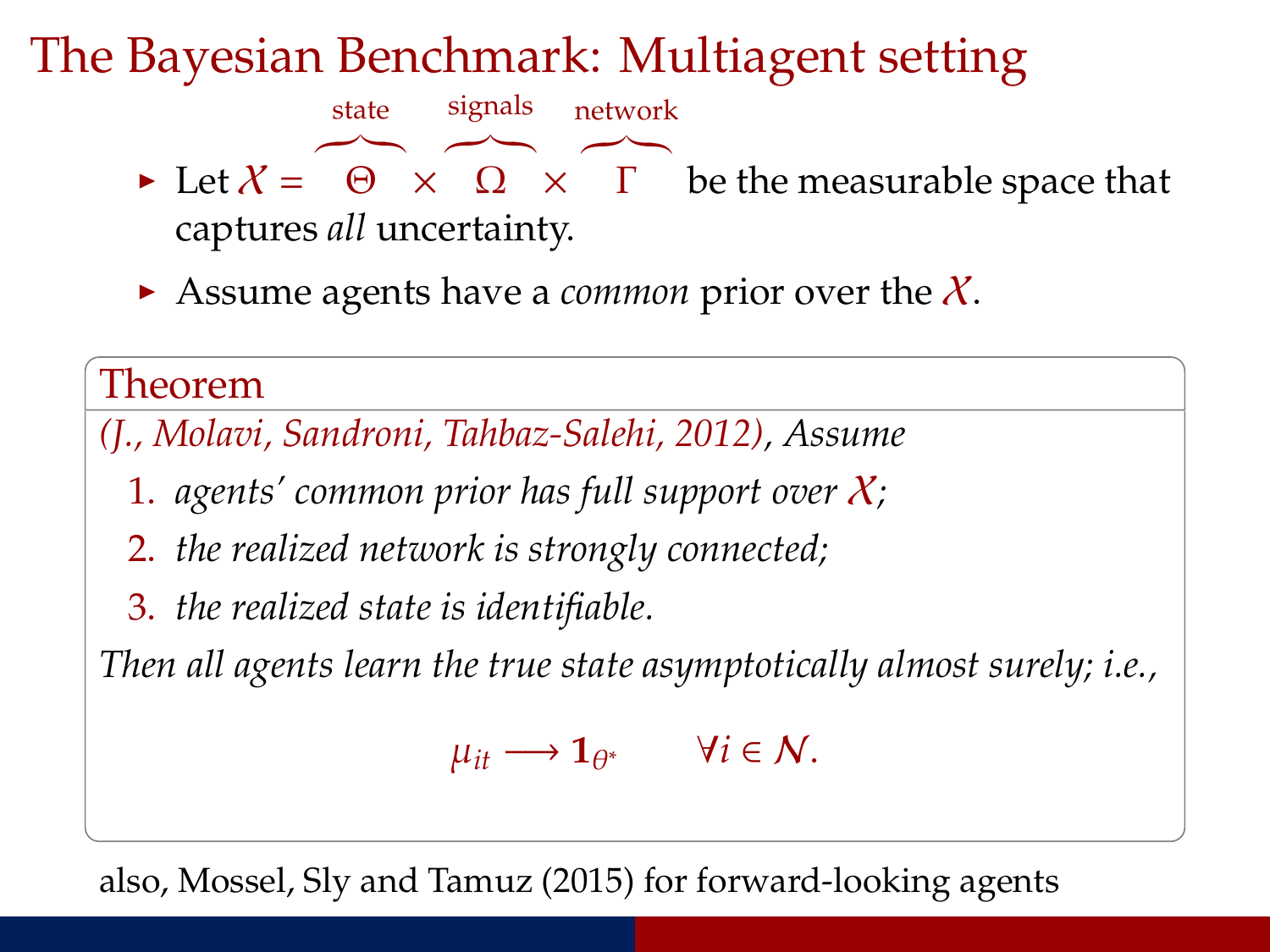# The Bayesian Benchmark: Multiagent setting

- Let $\mathcal{X} = \overbrace{\Theta}^{\text{state}} \times \overbrace{\Omega}^{\text{signals}} \times \overbrace{\Gamma}^{\text{network}}$ be the measurable space that captures *all* uncertainty.
- Assume agents have a *common* prior over the $\mathcal{X}$.

**Theorem**

*(J., Molavi, Sandroni, Tahbaz-Salehi, 2012), Assume*

1. *agents' common prior has full support over $\mathcal{X}$;*
2. *the realized network is strongly connected;*
3. *the realized state is identifiable.*

*Then all agents learn the true state asymptotically almost surely; i.e.,*

$$\mu_{it} \longrightarrow \mathbf{1}_{\theta^*} \qquad \forall i \in \mathcal{N}.$$

also, Mossel, Sly and Tamuz (2015) for forward-looking agents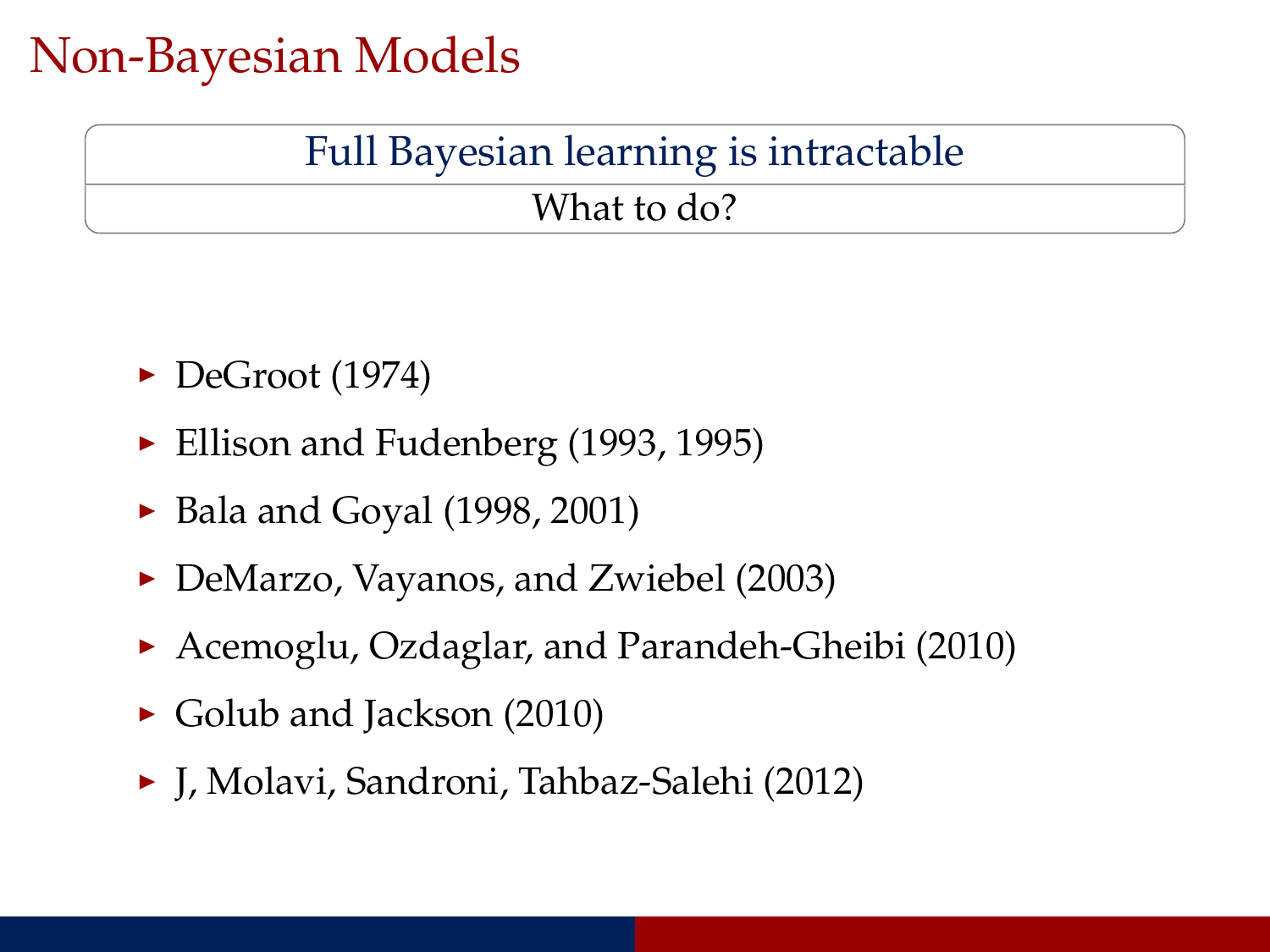# Non-Bayesian Models

**Full Bayesian learning is intractable**

What to do?

- DeGroot (1974)
- Ellison and Fudenberg (1993, 1995)
- Bala and Goyal (1998, 2001)
- DeMarzo, Vayanos, and Zwiebel (2003)
- Acemoglu, Ozdaglar, and Parandeh-Gheibi (2010)
- Golub and Jackson (2010)
- J, Molavi, Sandroni, Tahbaz-Salehi (2012)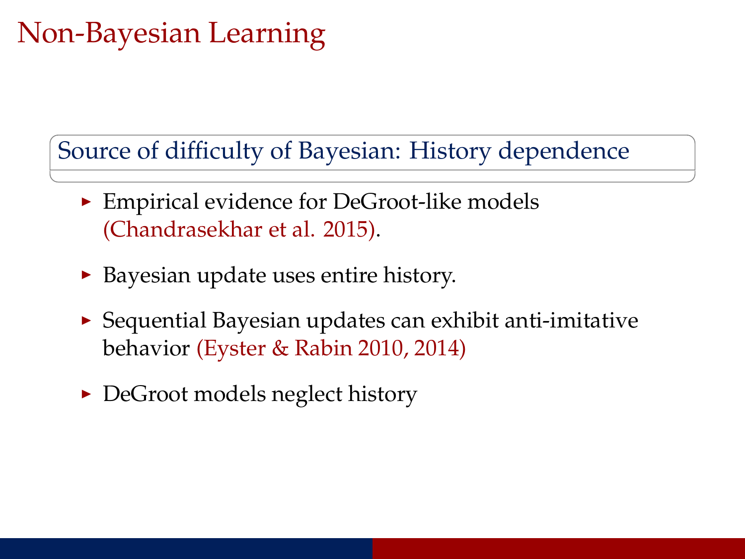# Non-Bayesian Learning

## Source of difficulty of Bayesian: History dependence

- Empirical evidence for DeGroot-like models (Chandrasekhar et al. 2015).
- Bayesian update uses entire history.
- Sequential Bayesian updates can exhibit anti-imitative behavior (Eyster & Rabin 2010, 2014)
- DeGroot models neglect history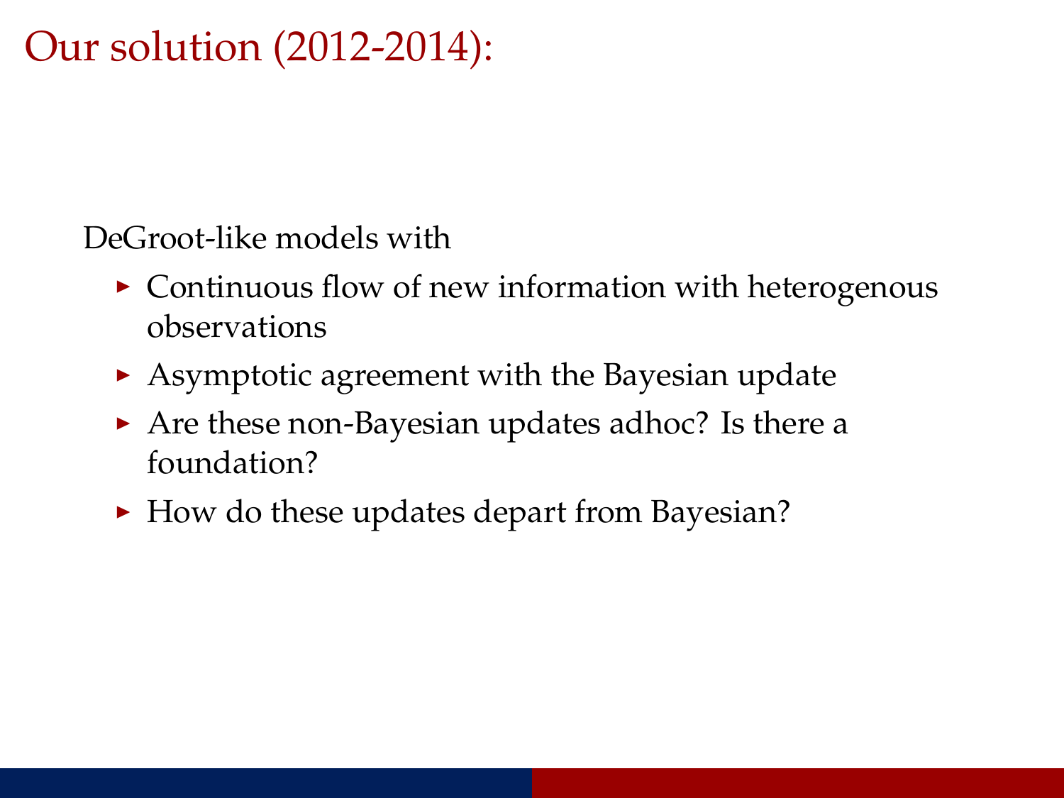# Our solution (2012-2014):

DeGroot-like models with

- Continuous flow of new information with heterogenous observations
- Asymptotic agreement with the Bayesian update
- Are these non-Bayesian updates adhoc? Is there a foundation?
- How do these updates depart from Bayesian?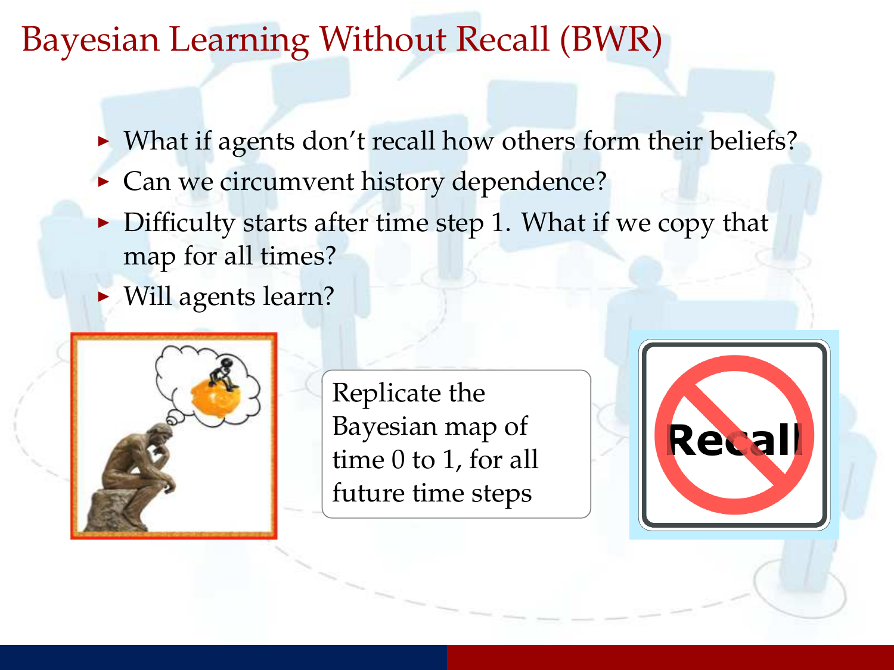# Bayesian Learning Without Recall (BWR)

- What if agents don't recall how others form their beliefs?
- Can we circumvent history dependence?
- Difficulty starts after time step 1. What if we copy that map for all times?
- Will agents learn?

Replicate the Bayesian map of time 0 to 1, for all future time steps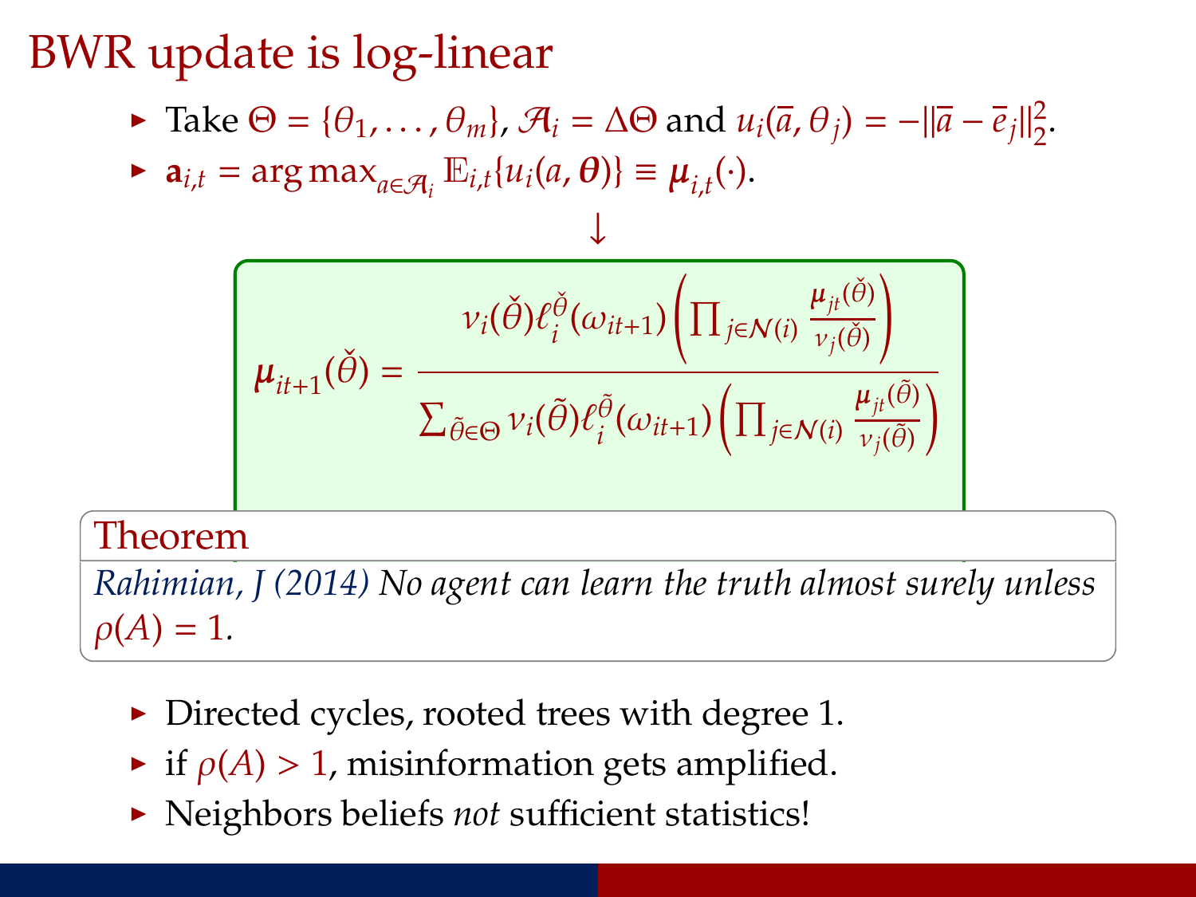# BWR update is log-linear

- Take $\Theta = \{\theta_1, \ldots, \theta_m\}$, $\mathcal{A}_i = \Delta\Theta$ and $u_i(\overline{a}, \theta_j) = -\|\overline{a} - \overline{e}_j\|_2^2$.
- $\mathbf{a}_{i,t} = \arg\max_{a \in \mathcal{A}_i} \mathbb{E}_{i,t}\{u_i(a, \boldsymbol{\theta})\} \equiv \boldsymbol{\mu}_{i,t}(\cdot)$.

$$\downarrow$$

$$\boldsymbol{\mu}_{it+1}(\check{\theta}) = \frac{\nu_i(\check{\theta})\ell_i^{\check{\theta}}(\omega_{it+1})\left(\prod_{j \in \mathcal{N}(i)} \frac{\boldsymbol{\mu}_{jt}(\check{\theta})}{\nu_j(\check{\theta})}\right)}{\sum_{\tilde{\theta} \in \Theta} \nu_i(\tilde{\theta})\ell_i^{\tilde{\theta}}(\omega_{it+1})\left(\prod_{j \in \mathcal{N}(i)} \frac{\boldsymbol{\mu}_{jt}(\tilde{\theta})}{\nu_j(\tilde{\theta})}\right)}$$

**Theorem**

*Rahimian, J (2014) No agent can learn the truth almost surely unless* $\rho(A) = 1$.

- Directed cycles, rooted trees with degree 1.
- if $\rho(A) > 1$, misinformation gets amplified.
- Neighbors beliefs *not* sufficient statistics!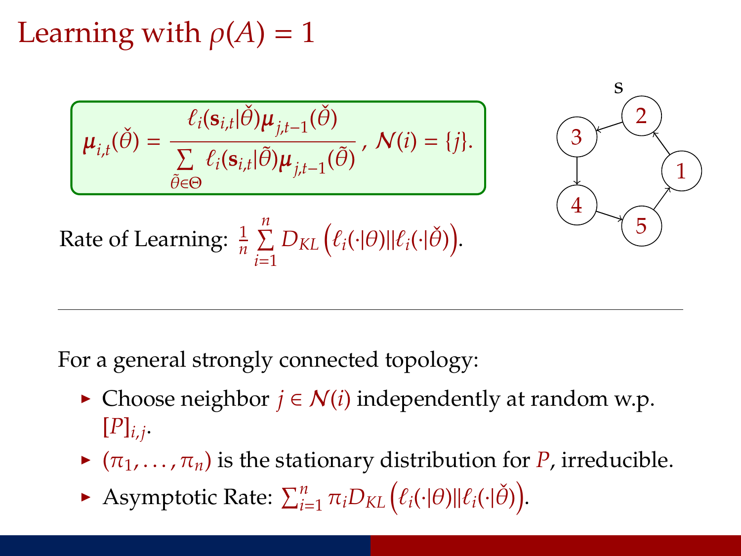# Learning with $\rho(A) = 1$

$$\boldsymbol{\mu}_{i,t}(\check{\theta}) = \frac{\ell_i(\mathbf{s}_{i,t}|\check{\theta})\boldsymbol{\mu}_{j,t-1}(\check{\theta})}{\sum_{\tilde{\theta}\in\Theta} \ell_i(\mathbf{s}_{i,t}|\tilde{\theta})\boldsymbol{\mu}_{j,t-1}(\tilde{\theta})}, \; \mathcal{N}(i) = \{j\}.$$

Rate of Learning: $\frac{1}{n}\sum_{i=1}^{n} D_{KL}\left(\ell_i(\cdot|\theta)\|\ell_i(\cdot|\check{\theta})\right)$.

---

For a general strongly connected topology:

- Choose neighbor $j \in \mathcal{N}(i)$ independently at random w.p. $[P]_{i,j}$.
- $(\pi_1, \ldots, \pi_n)$ is the stationary distribution for $P$, irreducible.
- Asymptotic Rate: $\sum_{i=1}^{n} \pi_i D_{KL}\left(\ell_i(\cdot|\theta)\|\ell_i(\cdot|\check{\theta})\right)$.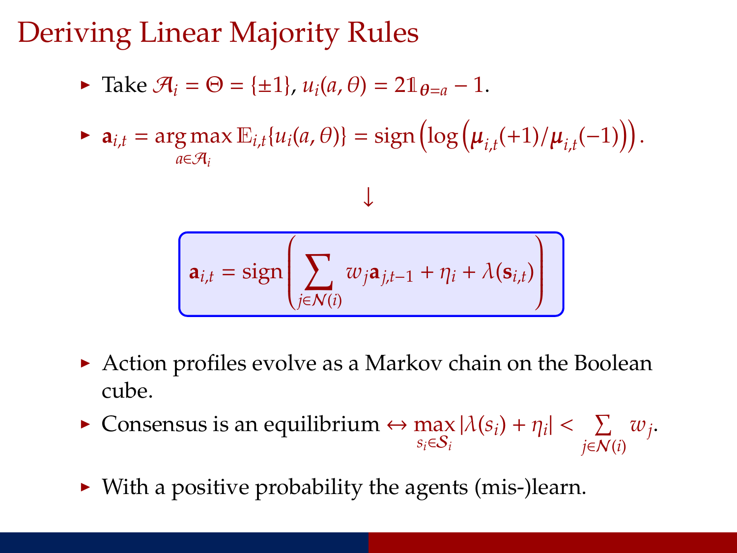# Deriving Linear Majority Rules

- Take $\mathcal{A}_i = \Theta = \{\pm 1\}$, $u_i(a, \theta) = 2\mathbb{1}_{\theta = a} - 1$.
- $\mathbf{a}_{i,t} = \arg\max_{a \in \mathcal{A}_i} \mathbb{E}_{i,t}\{u_i(a, \theta)\} = \operatorname{sign}\left(\log\left(\boldsymbol{\mu}_{i,t}(+1)/\boldsymbol{\mu}_{i,t}(-1)\right)\right)$.

$$\downarrow$$

$$\boxed{\mathbf{a}_{i,t} = \operatorname{sign}\left(\sum_{j \in \mathcal{N}(i)} w_j \mathbf{a}_{j,t-1} + \eta_i + \lambda(\mathbf{s}_{i,t})\right)}$$

- Action profiles evolve as a Markov chain on the Boolean cube.
- Consensus is an equilibrium $\leftrightarrow \max_{s_i \in \mathcal{S}_i} |\lambda(s_i) + \eta_i| < \sum_{j \in \mathcal{N}(i)} w_j$.
- With a positive probability the agents (mis-)learn.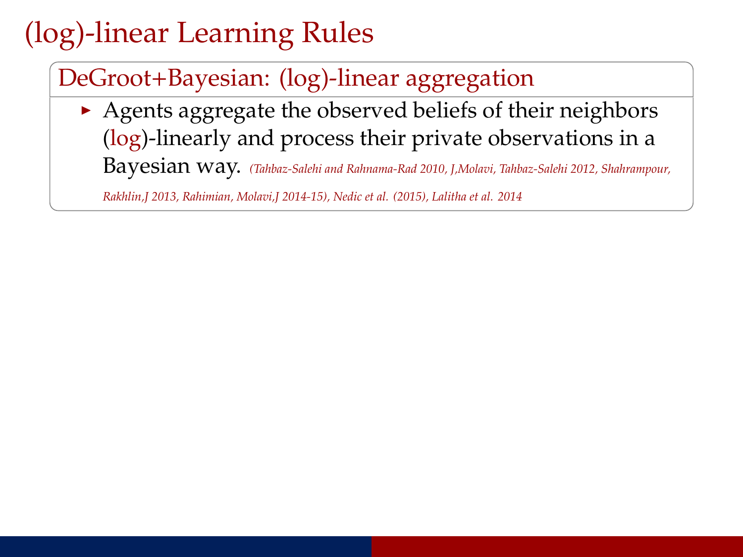# (log)-linear Learning Rules

## DeGroot+Bayesian: (log)-linear aggregation

- Agents aggregate the observed beliefs of their neighbors (log)-linearly and process their private observations in a Bayesian way. *(Tahbaz-Salehi and Rahnama-Rad 2010, J,Molavi, Tahbaz-Salehi 2012, Shahrampour, Rakhlin,J 2013, Rahimian, Molavi,J 2014-15), Nedic et al. (2015), Lalitha et al. 2014*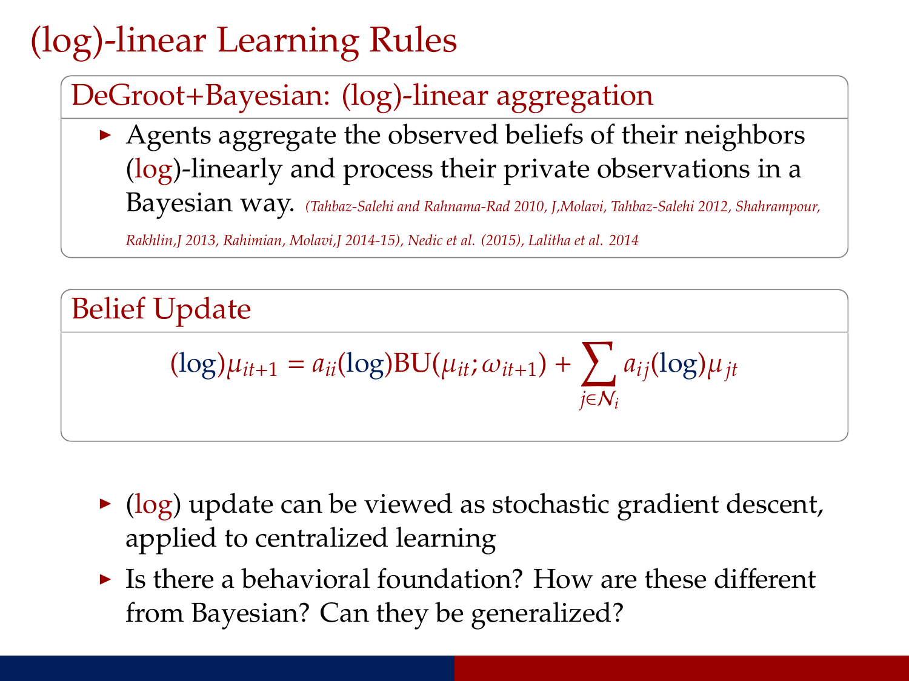# (log)-linear Learning Rules

## DeGroot+Bayesian: (log)-linear aggregation

- Agents aggregate the observed beliefs of their neighbors (log)-linearly and process their private observations in a Bayesian way. *(Tahbaz-Salehi and Rahnama-Rad 2010, J,Molavi, Tahbaz-Salehi 2012, Shahrampour, Rakhlin,J 2013, Rahimian, Molavi,J 2014-15), Nedic et al. (2015), Lalitha et al. 2014*

## Belief Update

$$(\log)\mu_{it+1} = a_{ii}(\log)\text{BU}(\mu_{it}; \omega_{it+1}) + \sum_{j \in \mathcal{N}_i} a_{ij}(\log)\mu_{jt}$$

- (log) update can be viewed as stochastic gradient descent, applied to centralized learning
- Is there a behavioral foundation? How are these different from Bayesian? Can they be generalized?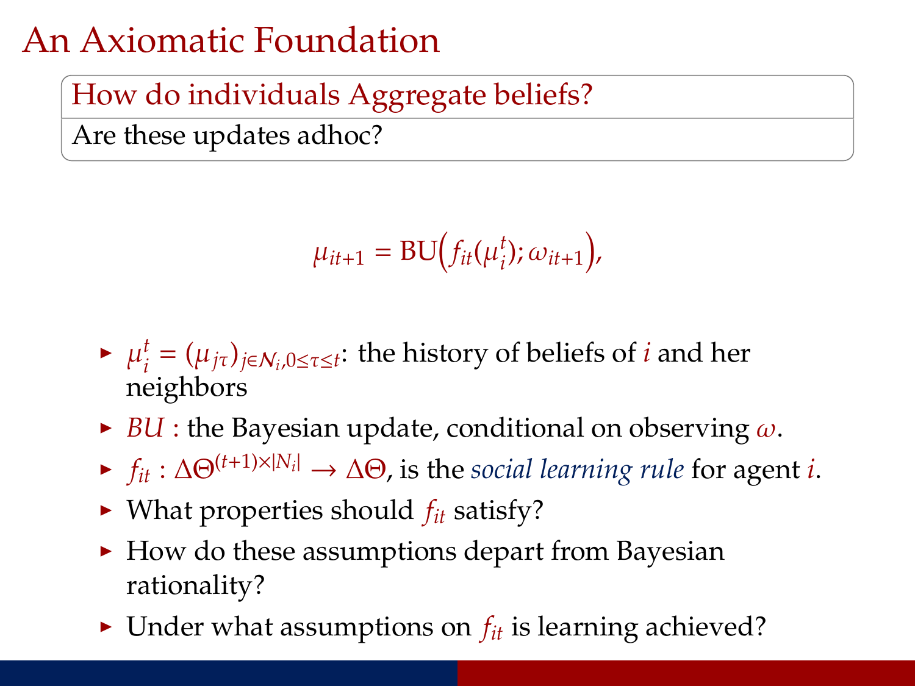# An Axiomatic Foundation

**How do individuals Aggregate beliefs?**

Are these updates adhoc?

$$\mu_{it+1} = \mathrm{BU}\Big(f_{it}(\mu_i^t); \omega_{it+1}\Big),$$

- $\mu_i^t = (\mu_{j\tau})_{j \in \mathcal{N}_i, 0 \leq \tau \leq t}$: the history of beliefs of $i$ and her neighbors
- $BU$ : the Bayesian update, conditional on observing $\omega$.
- $f_{it} : \Delta\Theta^{(t+1)\times|N_i|} \rightarrow \Delta\Theta$, is the *social learning rule* for agent $i$.
- What properties should $f_{it}$ satisfy?
- How do these assumptions depart from Bayesian rationality?
- Under what assumptions on $f_{it}$ is learning achieved?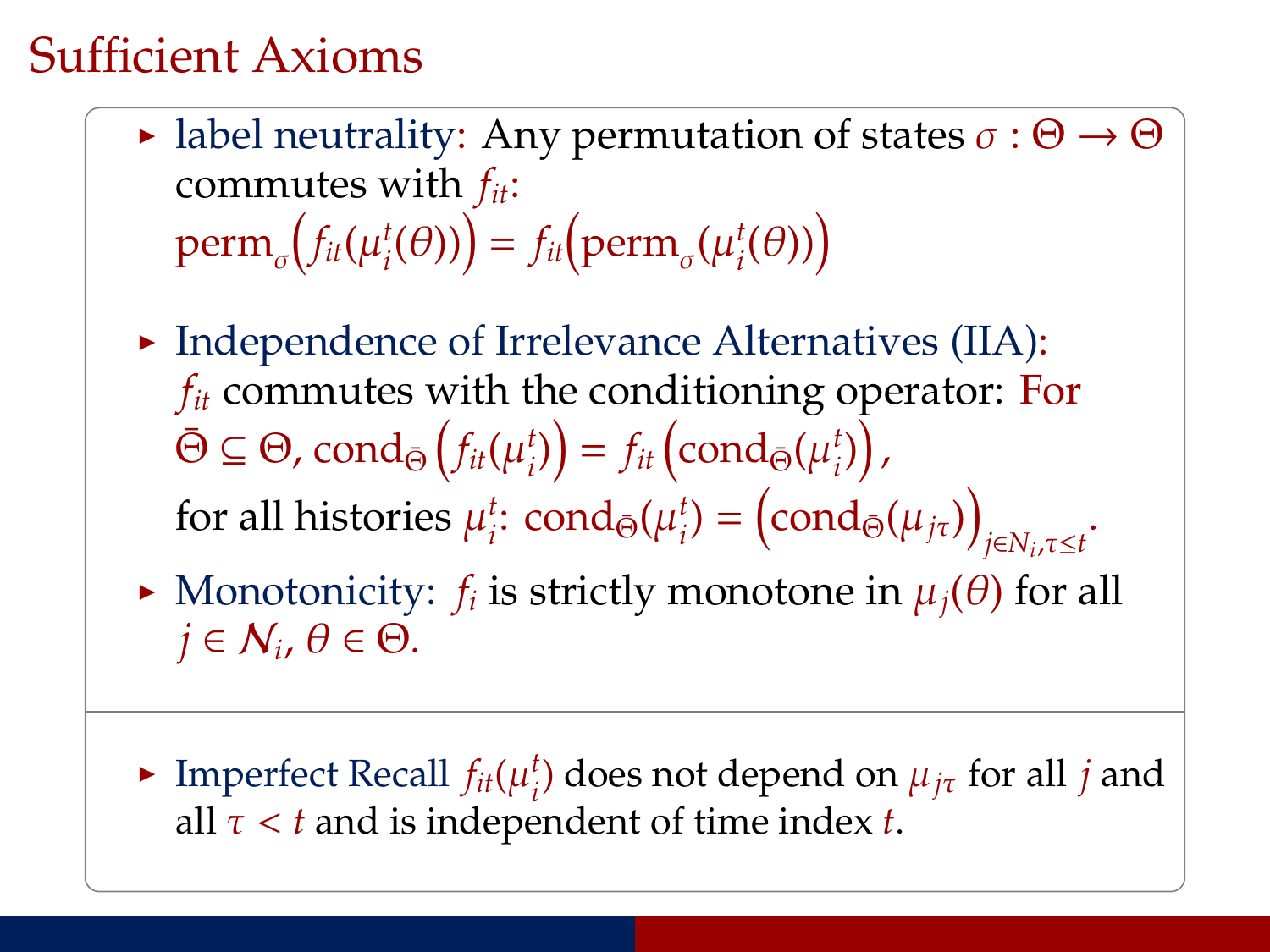# Sufficient Axioms

- label neutrality: Any permutation of states $\sigma : \Theta \to \Theta$ commutes with $f_{it}$:
  $\text{perm}_{\sigma}\Big(f_{it}(\mu_i^t(\theta))\Big) = f_{it}\Big(\text{perm}_{\sigma}(\mu_i^t(\theta))\Big)$
- Independence of Irrelevance Alternatives (IIA): $f_{it}$ commutes with the conditioning operator: For $\bar{\Theta} \subseteq \Theta$, $\text{cond}_{\bar{\Theta}}\left(f_{it}(\mu_i^t)\right) = f_{it}\left(\text{cond}_{\bar{\Theta}}(\mu_i^t)\right)$,
  for all histories $\mu_i^t$: $\text{cond}_{\bar{\Theta}}(\mu_i^t) = \Big(\text{cond}_{\bar{\Theta}}(\mu_{j\tau})\Big)_{j \in N_i, \tau \leq t}$.
- Monotonicity: $f_i$ is strictly monotone in $\mu_j(\theta)$ for all $j \in \mathcal{N}_i$, $\theta \in \Theta$.

---

- Imperfect Recall $f_{it}(\mu_i^t)$ does not depend on $\mu_{j\tau}$ for all $j$ and all $\tau < t$ and is independent of time index $t$.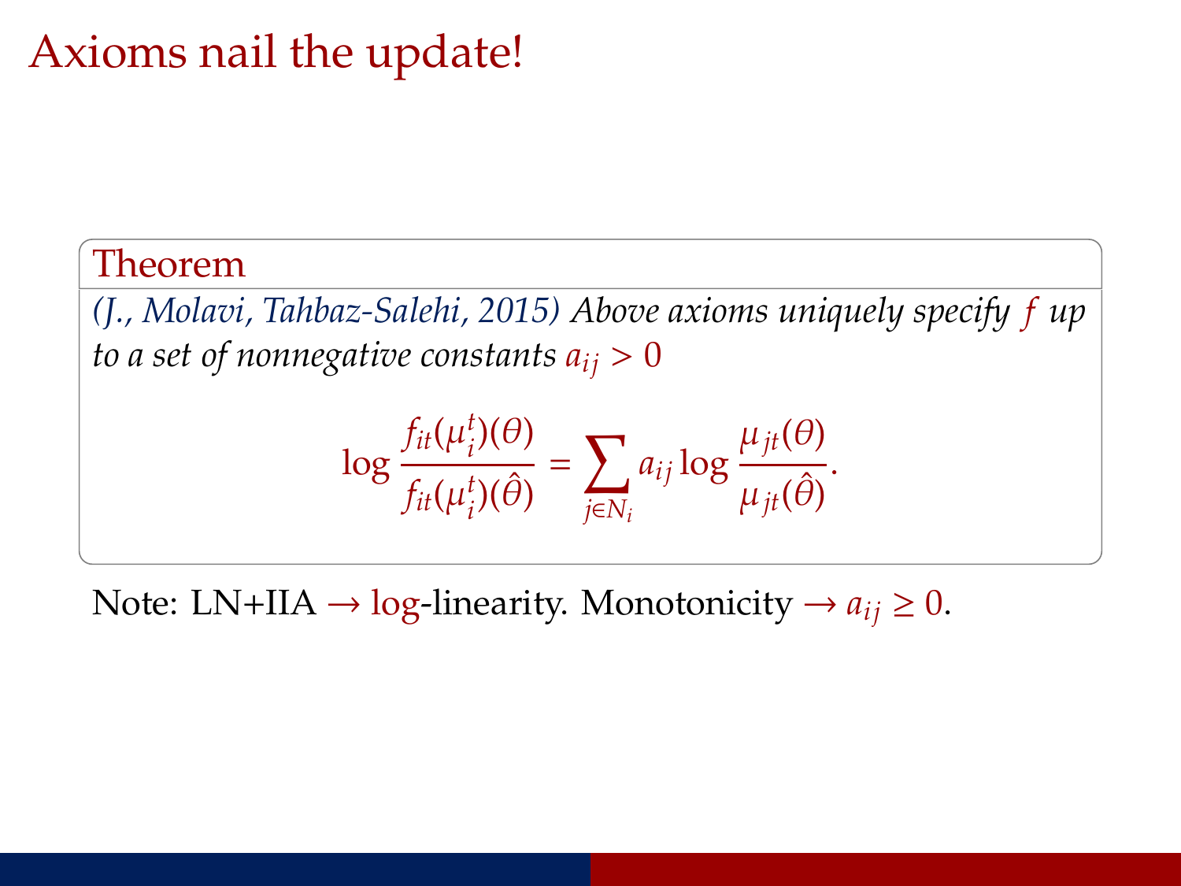# Axioms nail the update!

**Theorem**

*(J., Molavi, Tahbaz-Salehi, 2015) Above axioms uniquely specify $f$ up to a set of nonnegative constants $a_{ij} > 0$*

$$\log \frac{f_{it}(\mu_i^t)(\theta)}{f_{it}(\mu_i^t)(\hat{\theta})} = \sum_{j \in N_i} a_{ij} \log \frac{\mu_{jt}(\theta)}{\mu_{jt}(\hat{\theta})}.$$

Note: LN+IIA → log-linearity. Monotonicity → $a_{ij} \geq 0$.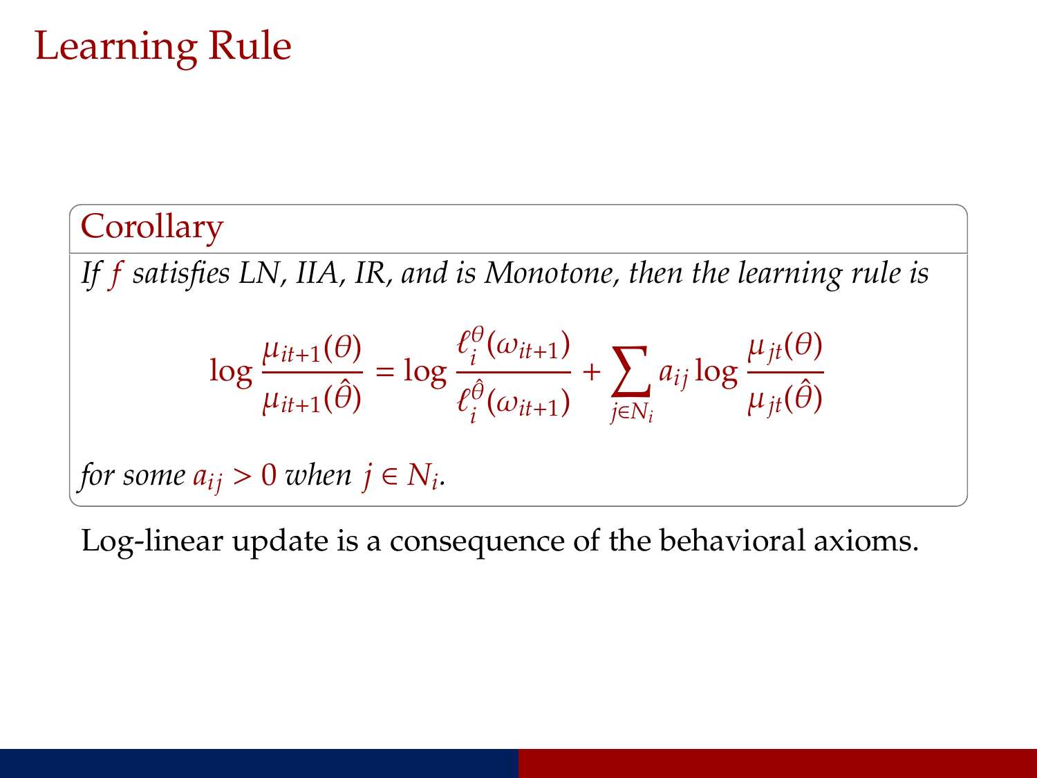# Learning Rule

**Corollary**

*If $f$ satisfies LN, IIA, IR, and is Monotone, then the learning rule is*

$$\log \frac{\mu_{it+1}(\theta)}{\mu_{it+1}(\hat{\theta})} = \log \frac{\ell_i^{\theta}(\omega_{it+1})}{\ell_i^{\hat{\theta}}(\omega_{it+1})} + \sum_{j \in N_i} a_{ij} \log \frac{\mu_{jt}(\theta)}{\mu_{jt}(\hat{\theta})}$$

*for some $a_{ij} > 0$ when $j \in N_i$.*

Log-linear update is a consequence of the behavioral axioms.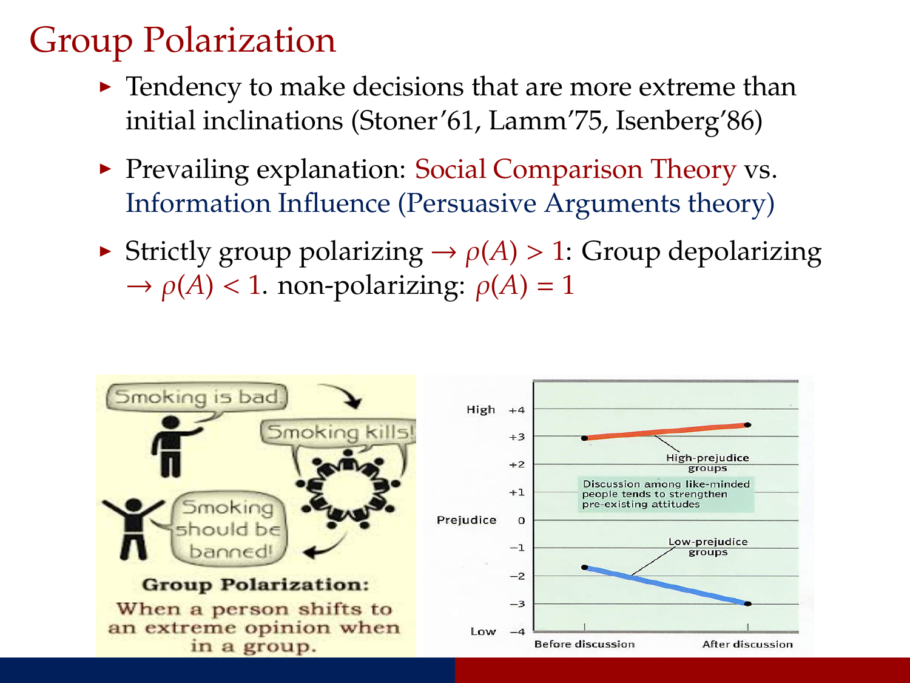# Group Polarization

- Tendency to make decisions that are more extreme than initial inclinations (Stoner'61, Lamm'75, Isenberg'86)
- Prevailing explanation: Social Comparison Theory vs. Information Influence (Persuasive Arguments theory)
- Strictly group polarizing $\rightarrow \rho(A) > 1$: Group depolarizing $\rightarrow \rho(A) < 1$. non-polarizing: $\rho(A) = 1$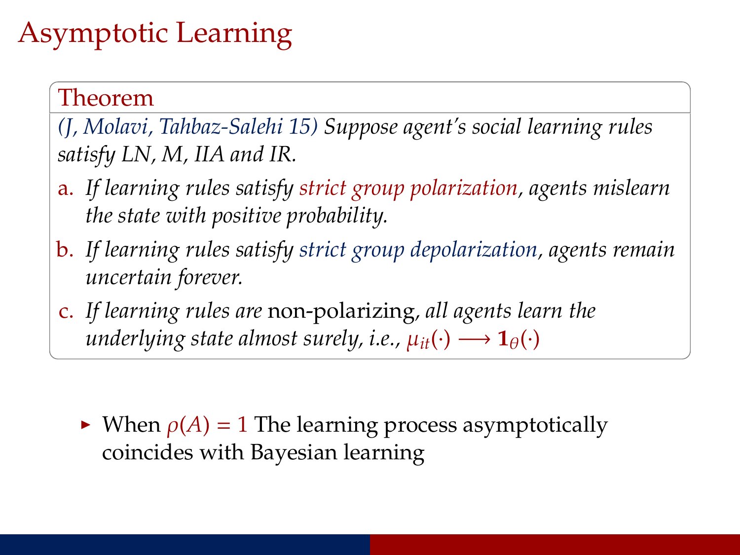# Asymptotic Learning

**Theorem**

*(J, Molavi, Tahbaz-Salehi 15) Suppose agent's social learning rules satisfy LN, M, IIA and IR.*

a. *If learning rules satisfy strict group polarization, agents mislearn the state with positive probability.*
b. *If learning rules satisfy strict group depolarization, agents remain uncertain forever.*
c. *If learning rules are* non-polarizing, *all agents learn the underlying state almost surely, i.e.,* $\mu_{it}(\cdot) \longrightarrow \mathbf{1}_{\theta}(\cdot)$

- When $\rho(A) = 1$ The learning process asymptotically coincides with Bayesian learning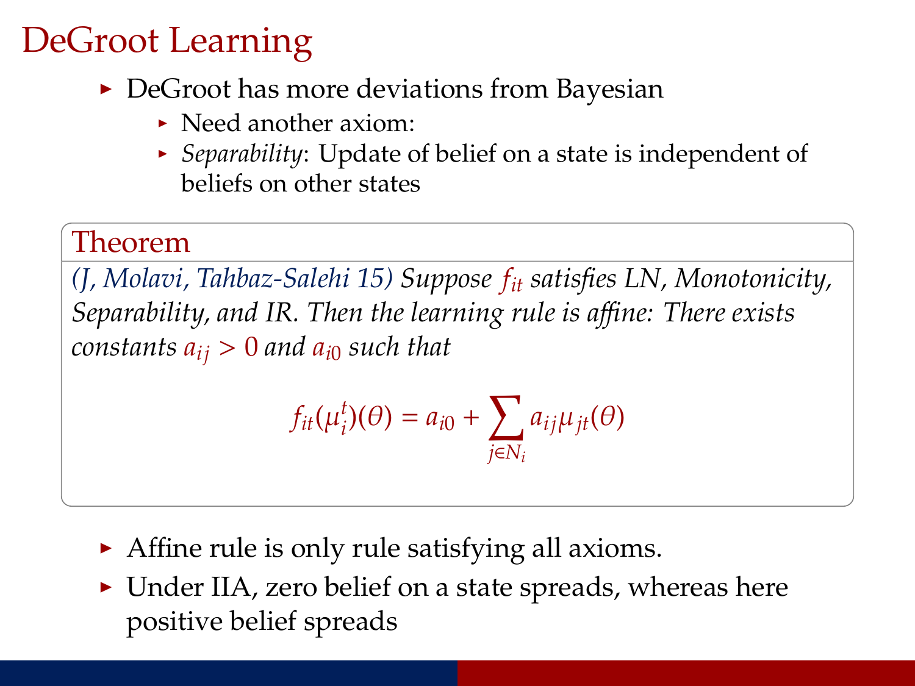# DeGroot Learning

- DeGroot has more deviations from Bayesian
  - Need another axiom:
  - *Separability*: Update of belief on a state is independent of beliefs on other states

**Theorem**

*(J, Molavi, Tahbaz-Salehi 15) Suppose $f_{it}$ satisfies LN, Monotonicity, Separability, and IR. Then the learning rule is affine: There exists constants $a_{ij} > 0$ and $a_{i0}$ such that*

$$f_{it}(\mu_i^t)(\theta) = a_{i0} + \sum_{j \in N_i} a_{ij} \mu_{jt}(\theta)$$

- Affine rule is only rule satisfying all axioms.
- Under IIA, zero belief on a state spreads, whereas here positive belief spreads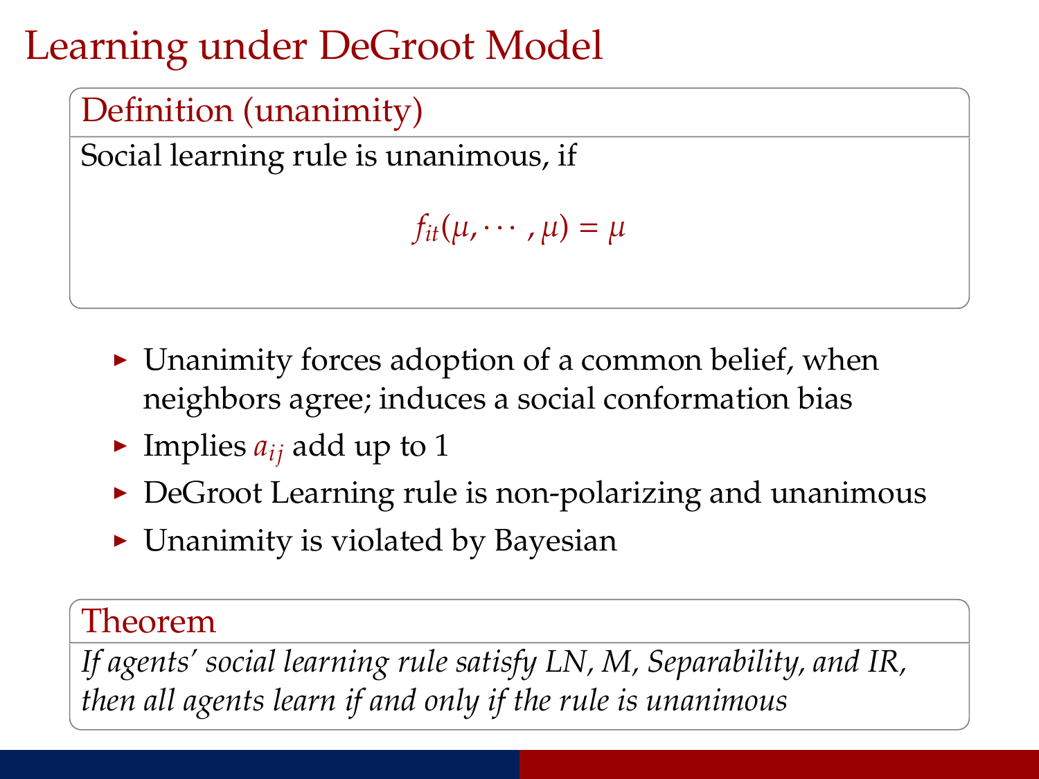# Learning under DeGroot Model

**Definition (unanimity)**

Social learning rule is unanimous, if

$$f_{it}(\mu, \cdots, \mu) = \mu$$

- Unanimity forces adoption of a common belief, when neighbors agree; induces a social conformation bias
- Implies $a_{ij}$ add up to 1
- DeGroot Learning rule is non-polarizing and unanimous
- Unanimity is violated by Bayesian

**Theorem**

*If agents' social learning rule satisfy LN, M, Separability, and IR, then all agents learn if and only if the rule is unanimous*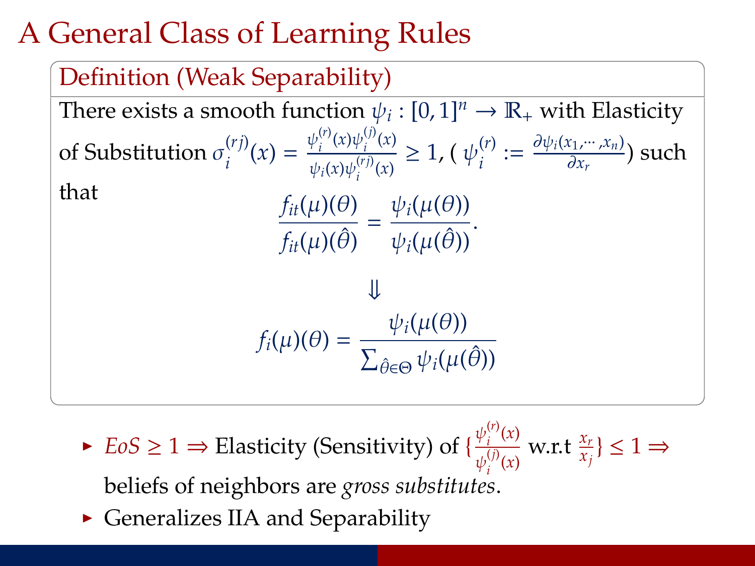# A General Class of Learning Rules

## Definition (Weak Separability)

There exists a smooth function $\psi_i : [0,1]^n \to \mathbb{R}_+$ with Elasticity of Substitution $\sigma_i^{(rj)}(x) = \frac{\psi_i^{(r)}(x)\psi_i^{(j)}(x)}{\psi_i(x)\psi_i^{(rj)}(x)} \geq 1$, ( $\psi_i^{(r)} := \frac{\partial \psi_i(x_1, \cdots, x_n)}{\partial x_r}$) such that

$$\frac{f_{it}(\mu)(\theta)}{f_{it}(\mu)(\hat{\theta})} = \frac{\psi_i(\mu(\theta))}{\psi_i(\mu(\hat{\theta}))}.$$

$$\Downarrow$$

$$f_i(\mu)(\theta) = \frac{\psi_i(\mu(\theta))}{\sum_{\hat{\theta} \in \Theta} \psi_i(\mu(\hat{\theta}))}$$

- *EoS* $\geq 1 \Rightarrow$ Elasticity (Sensitivity) of $\{\frac{\psi_i^{(r)}(x)}{\psi_i^{(j)}(x)}$ w.r.t $\frac{x_r}{x_j}\} \leq 1 \Rightarrow$ beliefs of neighbors are *gross substitutes*.
- Generalizes IIA and Separability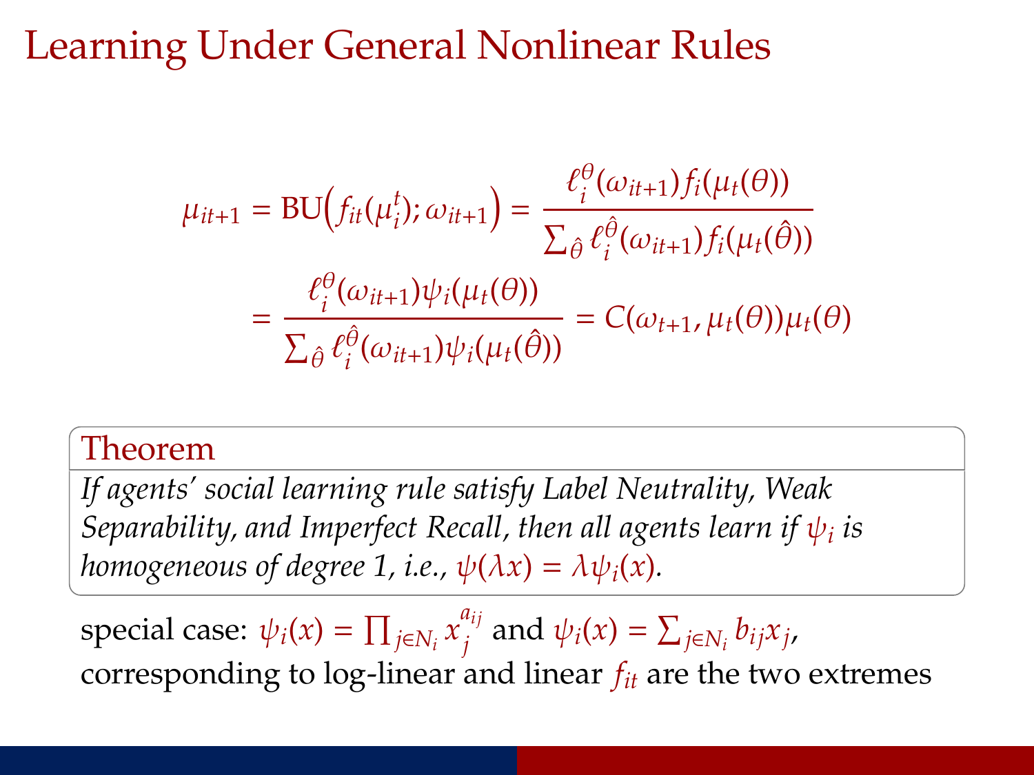# Learning Under General Nonlinear Rules

$$
\mu_{it+1} = \mathrm{BU}\Big(f_{it}(\mu_i^t); \omega_{it+1}\Big) = \frac{\ell_i^{\theta}(\omega_{it+1}) f_i(\mu_t(\theta))}{\sum_{\hat{\theta}} \ell_i^{\hat{\theta}}(\omega_{it+1}) f_i(\mu_t(\hat{\theta}))}
$$

$$
= \frac{\ell_i^{\theta}(\omega_{it+1}) \psi_i(\mu_t(\theta))}{\sum_{\hat{\theta}} \ell_i^{\hat{\theta}}(\omega_{it+1}) \psi_i(\mu_t(\hat{\theta}))} = \mathrm{C}(\omega_{t+1}, \mu_t(\theta)) \mu_t(\theta)
$$

**Theorem**

*If agents' social learning rule satisfy Label Neutrality, Weak Separability, and Imperfect Recall, then all agents learn if $\psi_i$ is homogeneous of degree 1, i.e., $\psi(\lambda x) = \lambda \psi_i(x)$.*

special case: $\psi_i(x) = \prod_{j \in N_i} x_j^{a_{ij}}$ and $\psi_i(x) = \sum_{j \in N_i} b_{ij} x_j$, corresponding to log-linear and linear $f_{it}$ are the two extremes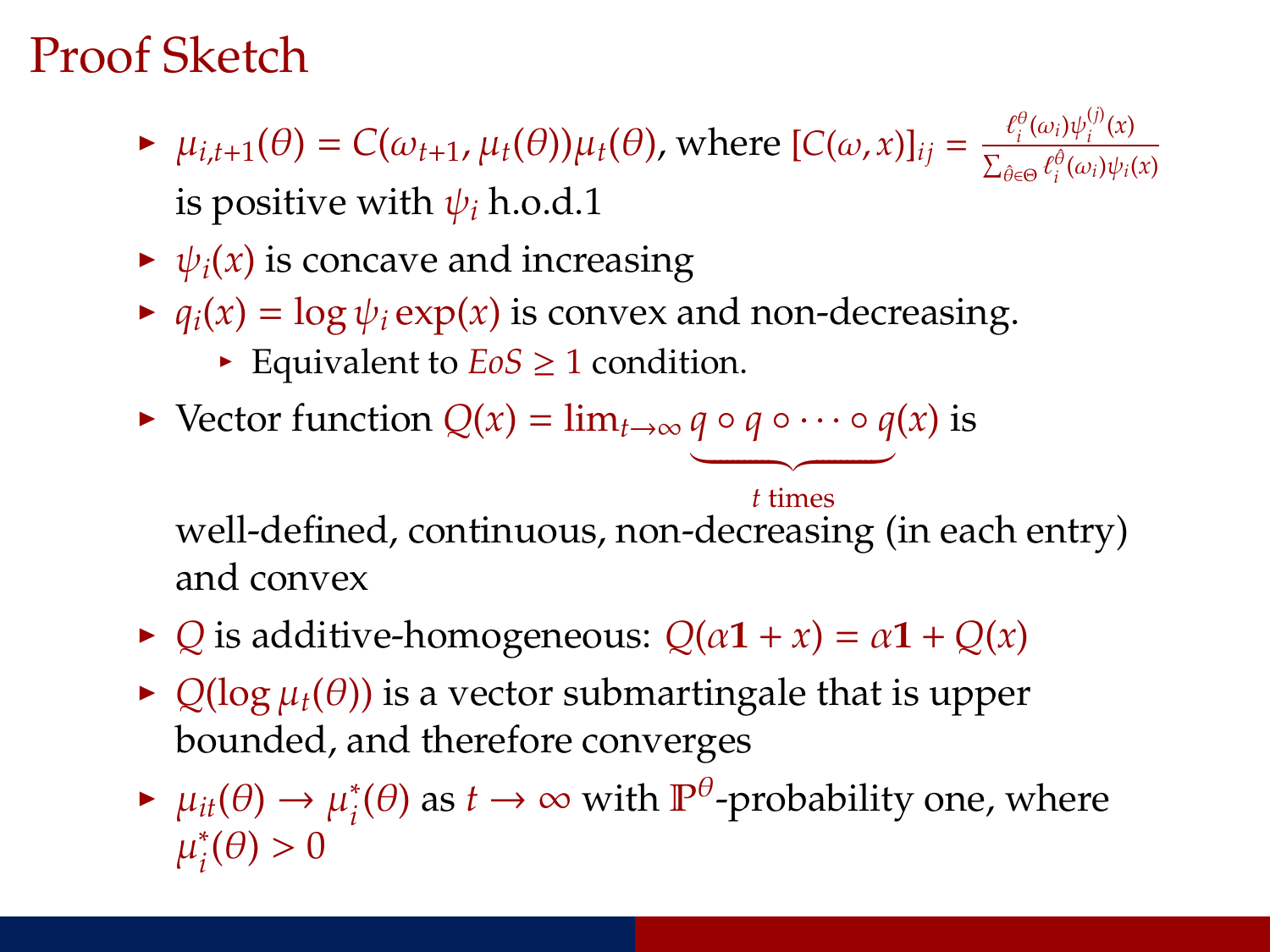# Proof Sketch

- $\mu_{i,t+1}(\theta) = C(\omega_{t+1}, \mu_t(\theta))\mu_t(\theta)$, where $[C(\omega, x)]_{ij} = \frac{\ell_i^\theta(\omega_i)\psi_i^{(j)}(x)}{\sum_{\hat{\theta}\in\Theta}\ell_i^{\hat{\theta}}(\omega_i)\psi_i(x)}$ is positive with $\psi_i$ h.o.d.1
- $\psi_i(x)$ is concave and increasing
- $q_i(x) = \log \psi_i \exp(x)$ is convex and non-decreasing.
  - Equivalent to $EoS \geq 1$ condition.
- Vector function $Q(x) = \lim_{t\to\infty} \underbrace{q \circ q \circ \cdots \circ q}_{t \text{ times}}(x)$ is well-defined, continuous, non-decreasing (in each entry) and convex
- $Q$ is additive-homogeneous: $Q(\alpha\mathbf{1} + x) = \alpha\mathbf{1} + Q(x)$
- $Q(\log \mu_t(\theta))$ is a vector submartingale that is upper bounded, and therefore converges
- $\mu_{it}(\theta) \to \mu_i^*(\theta)$ as $t \to \infty$ with $\mathbb{P}^\theta$-probability one, where $\mu_i^*(\theta) > 0$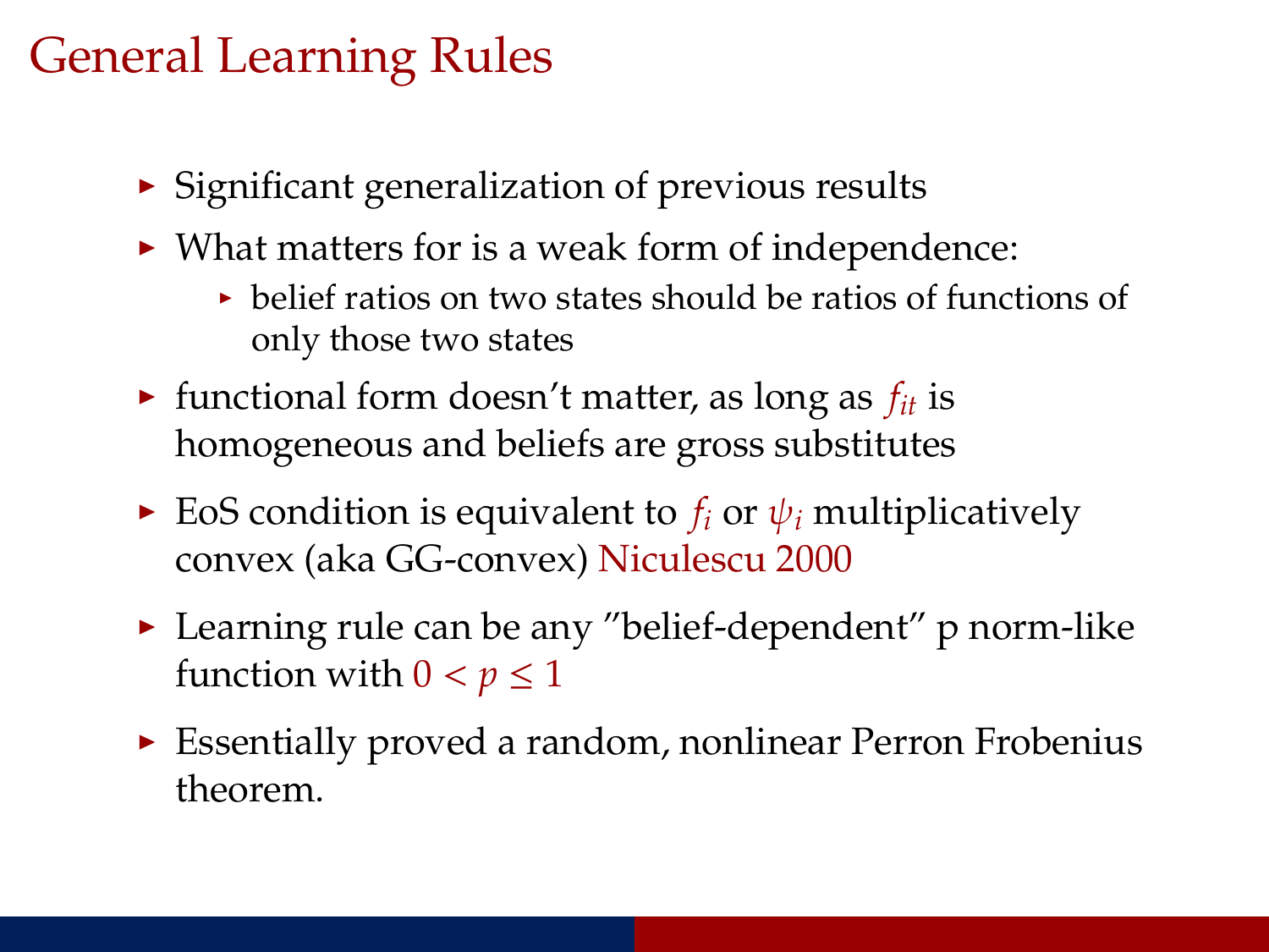# General Learning Rules

- Significant generalization of previous results
- What matters for is a weak form of independence:
  - belief ratios on two states should be ratios of functions of only those two states
- functional form doesn't matter, as long as $f_{it}$ is homogeneous and beliefs are gross substitutes
- EoS condition is equivalent to $f_i$ or $\psi_i$ multiplicatively convex (aka GG-convex) Niculescu 2000
- Learning rule can be any "belief-dependent" p norm-like function with $0 < p \leq 1$
- Essentially proved a random, nonlinear Perron Frobenius theorem.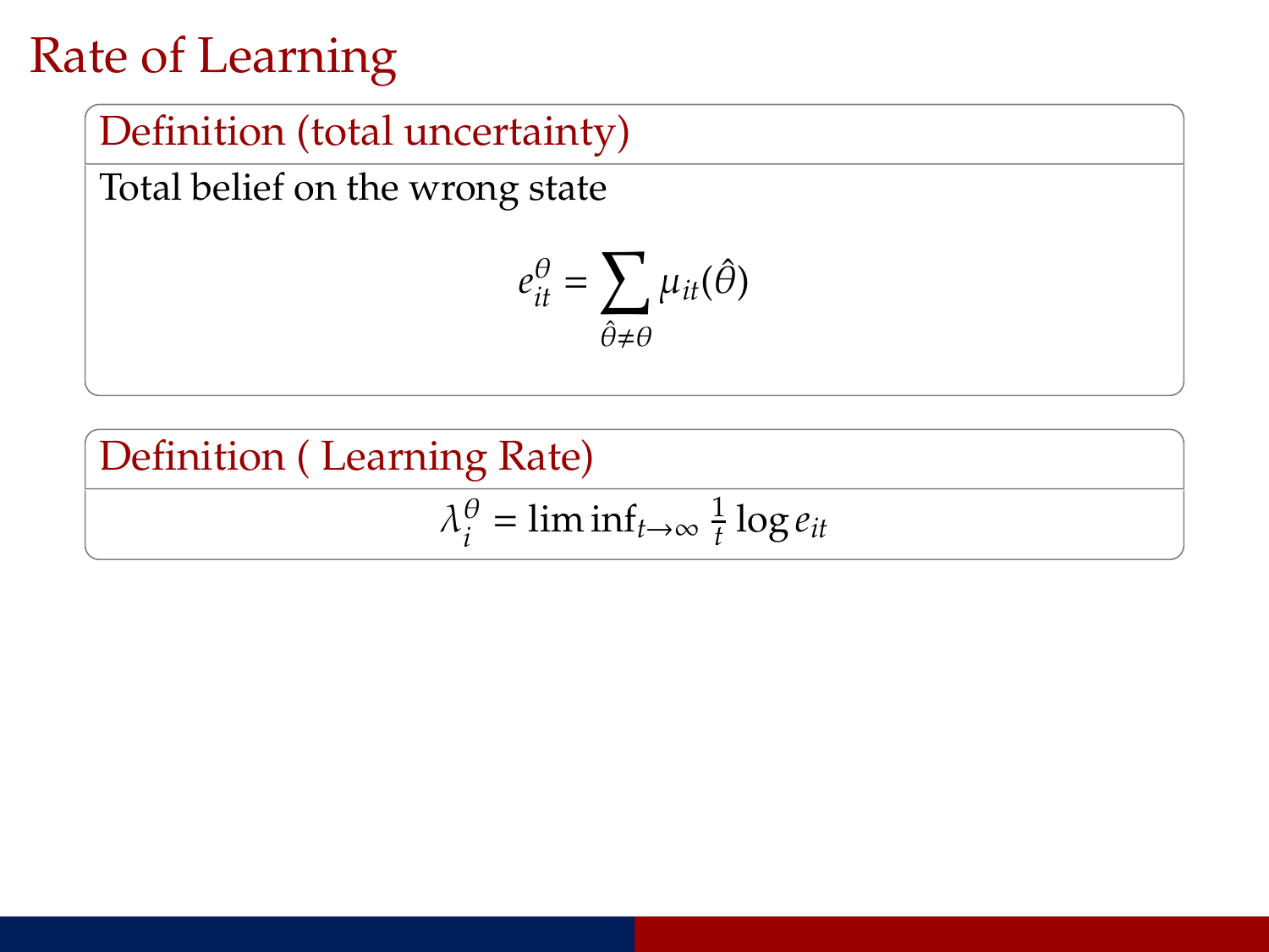# Rate of Learning

**Definition (total uncertainty)**

Total belief on the wrong state

$$e_{it}^{\theta} = \sum_{\hat{\theta} \neq \theta} \mu_{it}(\hat{\theta})$$

**Definition ( Learning Rate)**

$$\lambda_i^{\theta} = \liminf_{t \to \infty} \frac{1}{t} \log e_{it}$$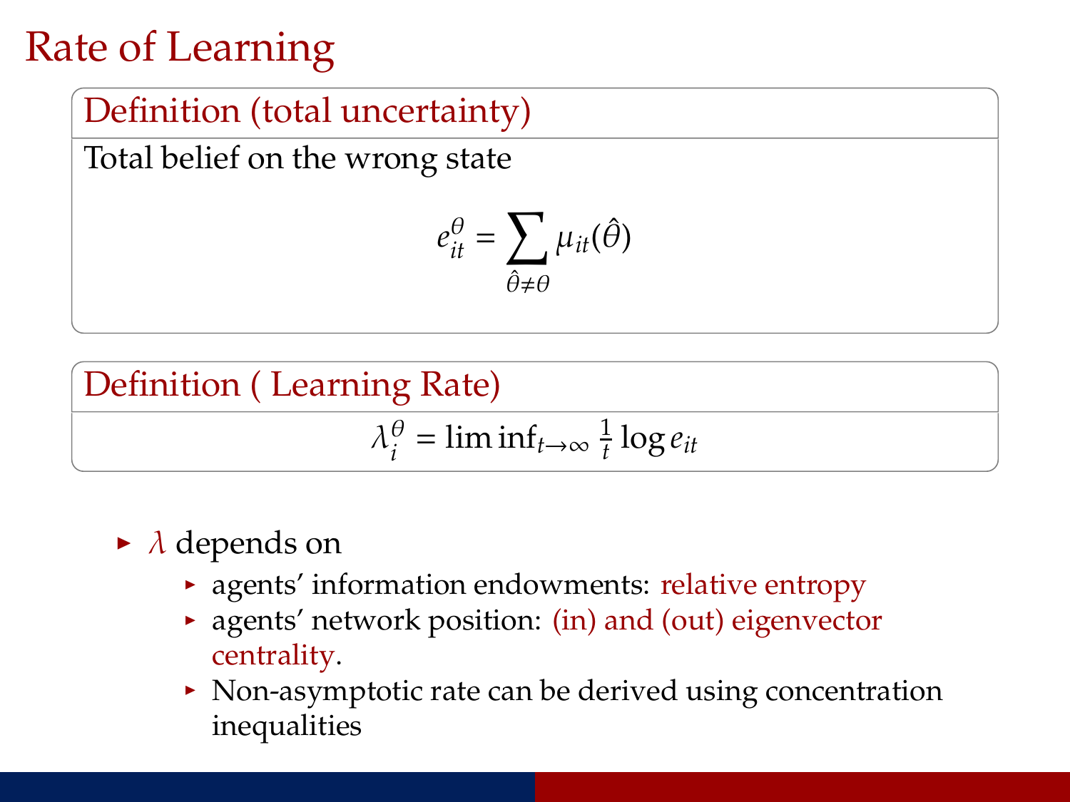# Rate of Learning

**Definition (total uncertainty)**

Total belief on the wrong state

$$e_{it}^{\theta} = \sum_{\hat{\theta} \neq \theta} \mu_{it}(\hat{\theta})$$

**Definition ( Learning Rate)**

$$\lambda_i^{\theta} = \liminf_{t \to \infty} \frac{1}{t} \log e_{it}$$

- $\lambda$ depends on
  - agents' information endowments: relative entropy
  - agents' network position: (in) and (out) eigenvector centrality.
  - Non-asymptotic rate can be derived using concentration inequalities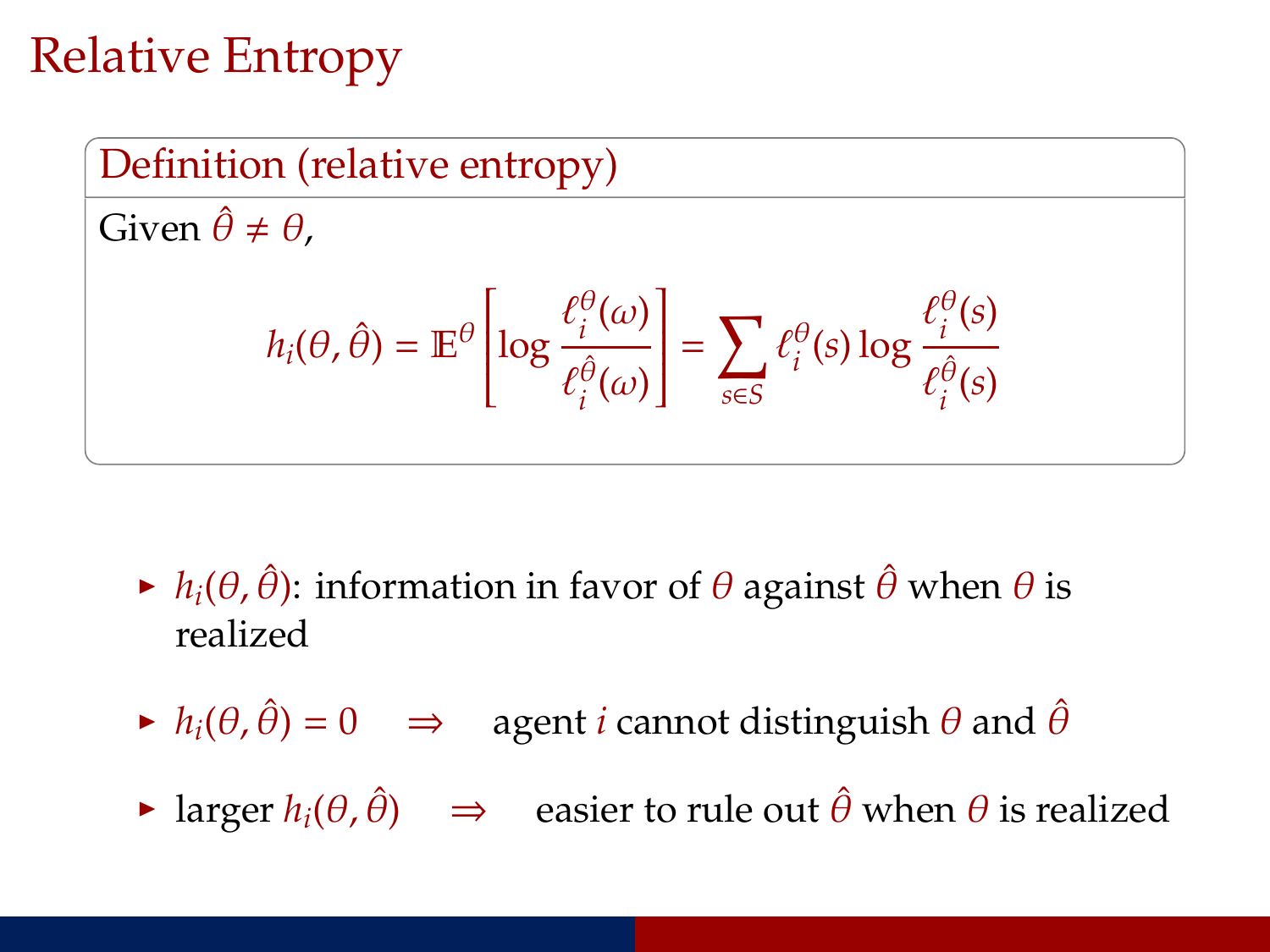# Relative Entropy

**Definition (relative entropy)**

Given $\hat{\theta} \neq \theta$,

$$h_i(\theta, \hat{\theta}) = \mathbb{E}^{\theta}\left[\log \frac{\ell_i^{\theta}(\omega)}{\ell_i^{\hat{\theta}}(\omega)}\right] = \sum_{s \in S} \ell_i^{\theta}(s) \log \frac{\ell_i^{\theta}(s)}{\ell_i^{\hat{\theta}}(s)}$$

- $h_i(\theta, \hat{\theta})$: information in favor of $\theta$ against $\hat{\theta}$ when $\theta$ is realized
- $h_i(\theta, \hat{\theta}) = 0 \quad \Rightarrow \quad$ agent $i$ cannot distinguish $\theta$ and $\hat{\theta}$
- larger $h_i(\theta, \hat{\theta}) \quad \Rightarrow \quad$ easier to rule out $\hat{\theta}$ when $\theta$ is realized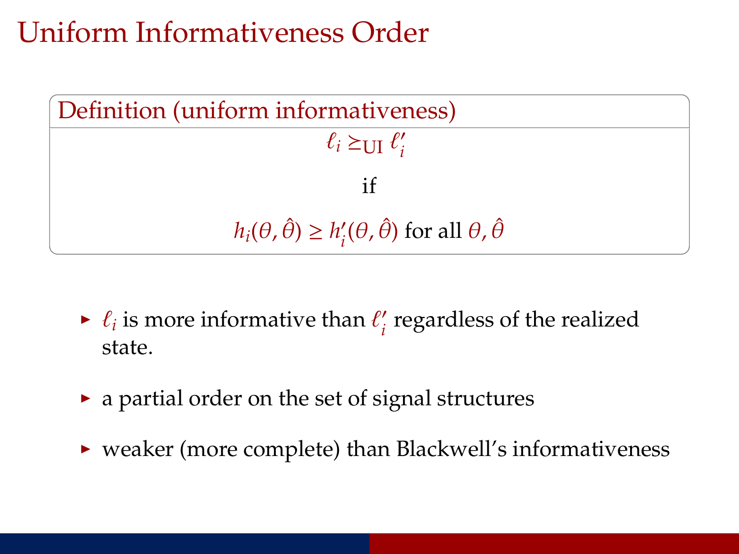# Uniform Informativeness Order

**Definition (uniform informativeness)**

$$\ell_i \succeq_{\mathrm{UI}} \ell_i'$$

if

$$h_i(\theta, \hat{\theta}) \geq h_i'(\theta, \hat{\theta}) \text{ for all } \theta, \hat{\theta}$$

- $\ell_i$ is more informative than $\ell_i'$ regardless of the realized state.
- a partial order on the set of signal structures
- weaker (more complete) than Blackwell's informativeness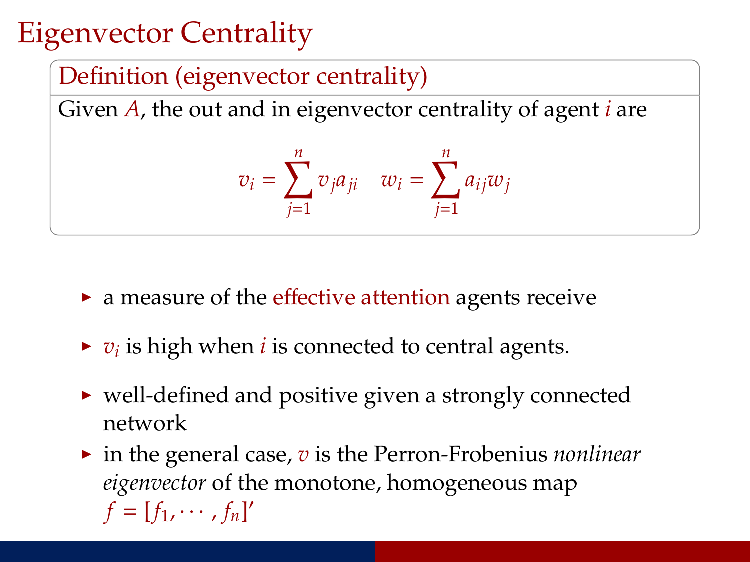# Eigenvector Centrality

**Definition (eigenvector centrality)**

Given $A$, the out and in eigenvector centrality of agent $i$ are

$$v_i = \sum_{j=1}^{n} v_j a_{ji} \quad w_i = \sum_{j=1}^{n} a_{ij} w_j$$

- a measure of the effective attention agents receive
- $v_i$ is high when $i$ is connected to central agents.
- well-defined and positive given a strongly connected network
- in the general case, $v$ is the Perron-Frobenius *nonlinear eigenvector* of the monotone, homogeneous map $f = [f_1, \cdots, f_n]'$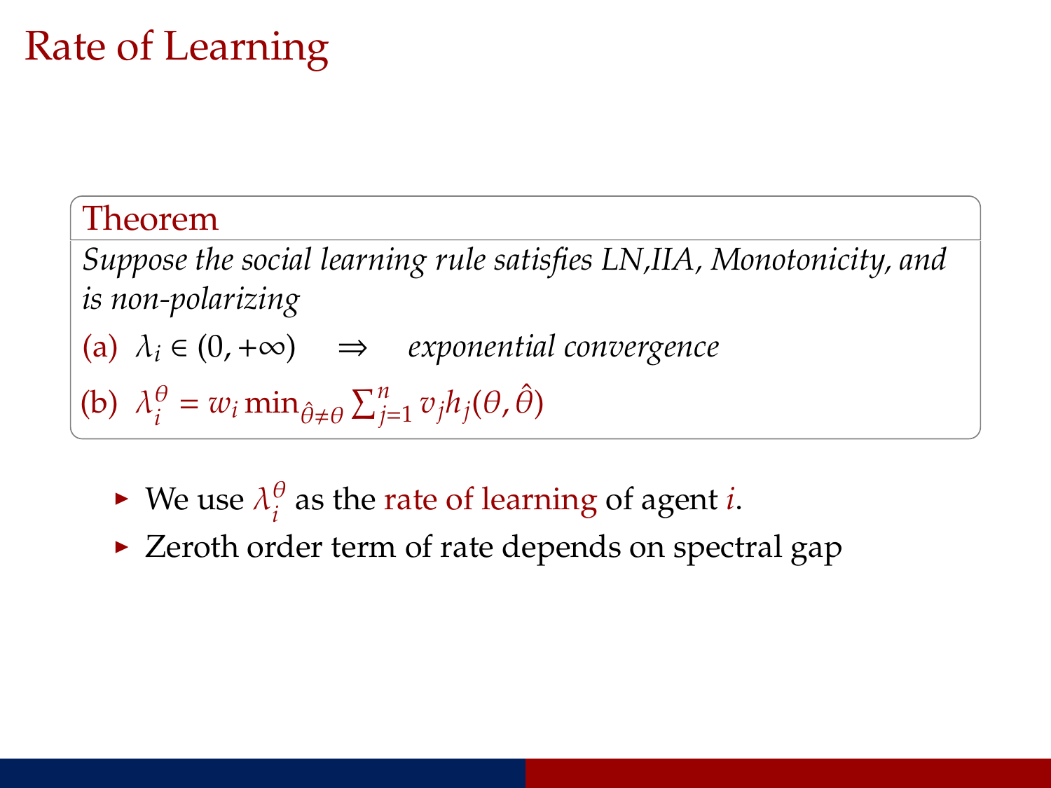# Rate of Learning

**Theorem**

*Suppose the social learning rule satisfies LN,IIA, Monotonicity, and is non-polarizing*

(a) $\lambda_i \in (0, +\infty) \quad \Rightarrow \quad$ *exponential convergence*

(b) $\lambda_i^\theta = w_i \min_{\hat{\theta} \neq \theta} \sum_{j=1}^{n} v_j h_j(\theta, \hat{\theta})$

- We use $\lambda_i^\theta$ as the rate of learning of agent $i$.
- Zeroth order term of rate depends on spectral gap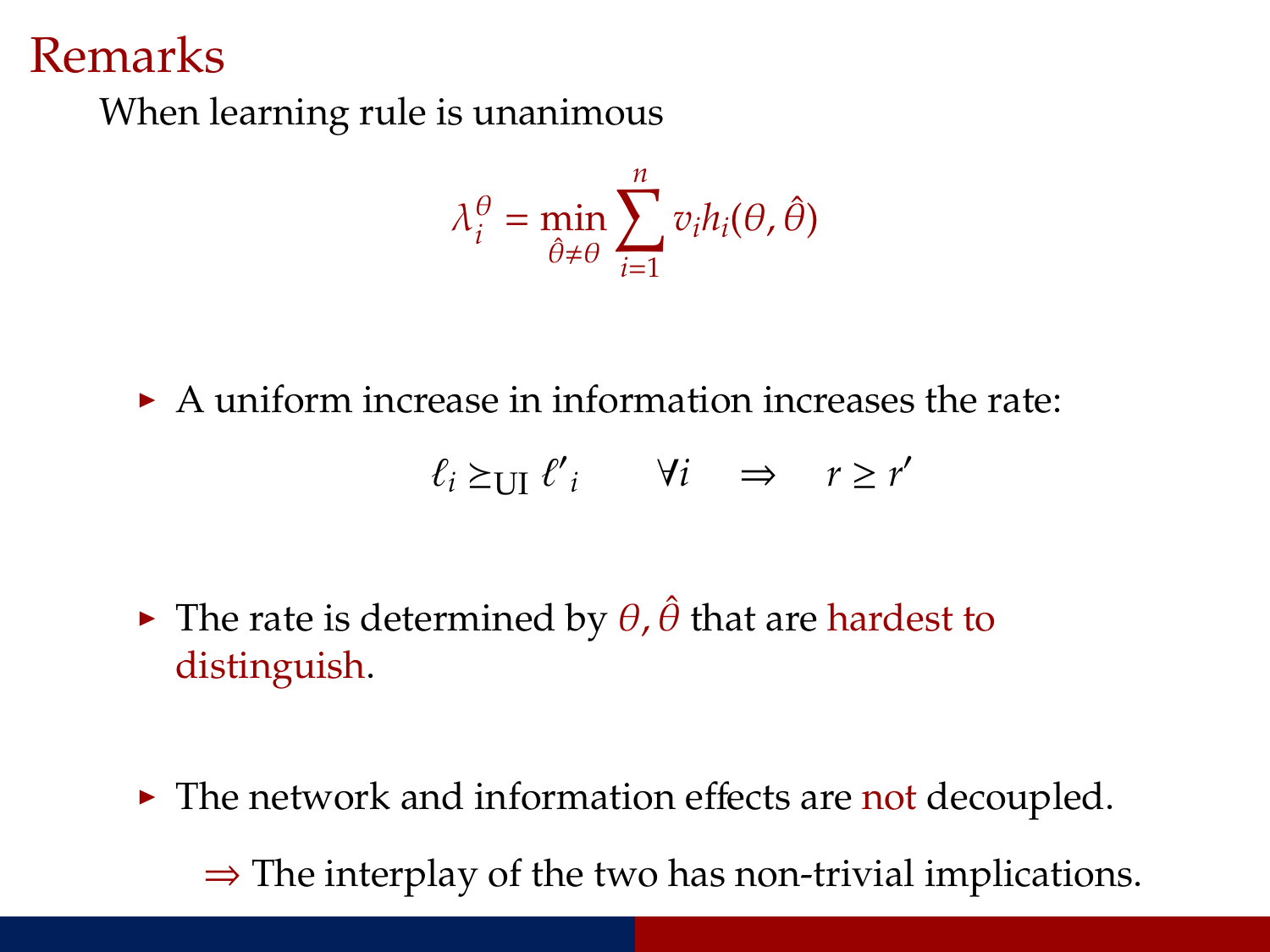# Remarks

When learning rule is unanimous

$$\lambda_i^\theta = \min_{\hat{\theta} \neq \theta} \sum_{i=1}^{n} v_i h_i(\theta, \hat{\theta})$$

- A uniform increase in information increases the rate:

$$\ell_i \succeq_{\text{UI}} \ell'_i \qquad \forall i \quad \Rightarrow \quad r \geq r'$$

- The rate is determined by $\theta, \hat{\theta}$ that are hardest to distinguish.

- The network and information effects are not decoupled.

  $\Rightarrow$ The interplay of the two has non-trivial implications.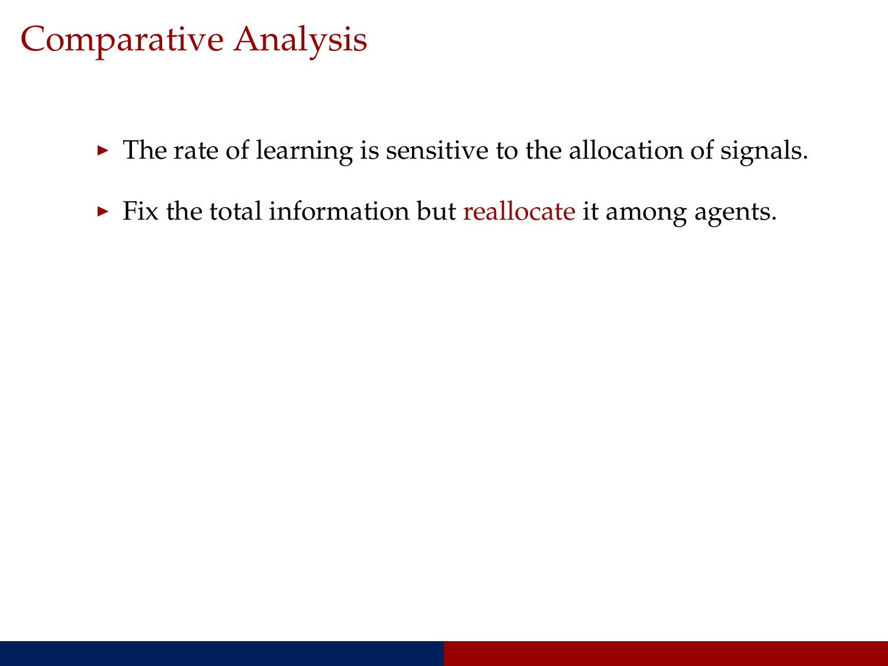# Comparative Analysis

- The rate of learning is sensitive to the allocation of signals.
- Fix the total information but reallocate it among agents.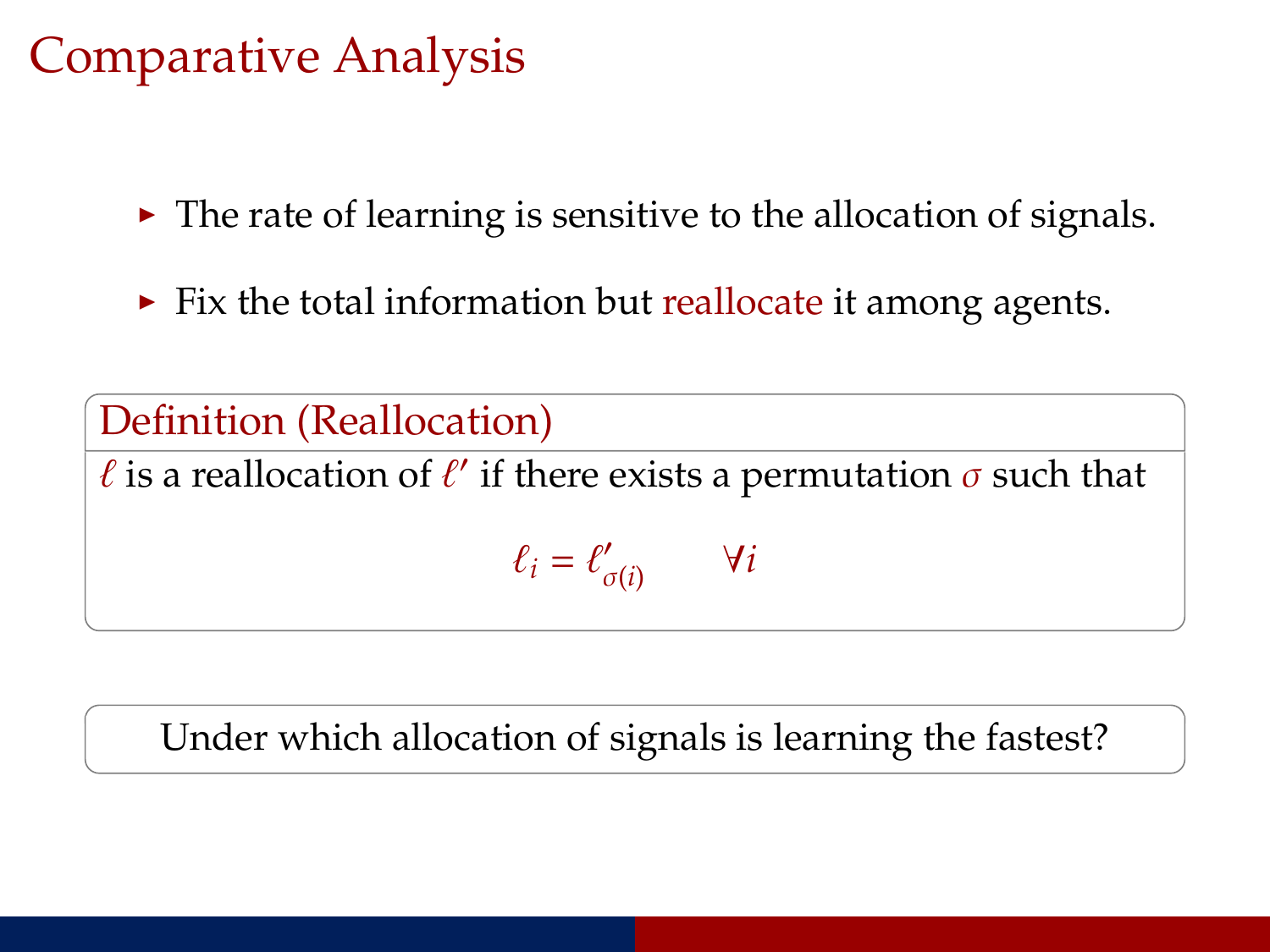# Comparative Analysis

- The rate of learning is sensitive to the allocation of signals.
- Fix the total information but reallocate it among agents.

**Definition (Reallocation)**

$\ell$ is a reallocation of $\ell'$ if there exists a permutation $\sigma$ such that

$$\ell_i = \ell'_{\sigma(i)} \qquad \forall i$$

Under which allocation of signals is learning the fastest?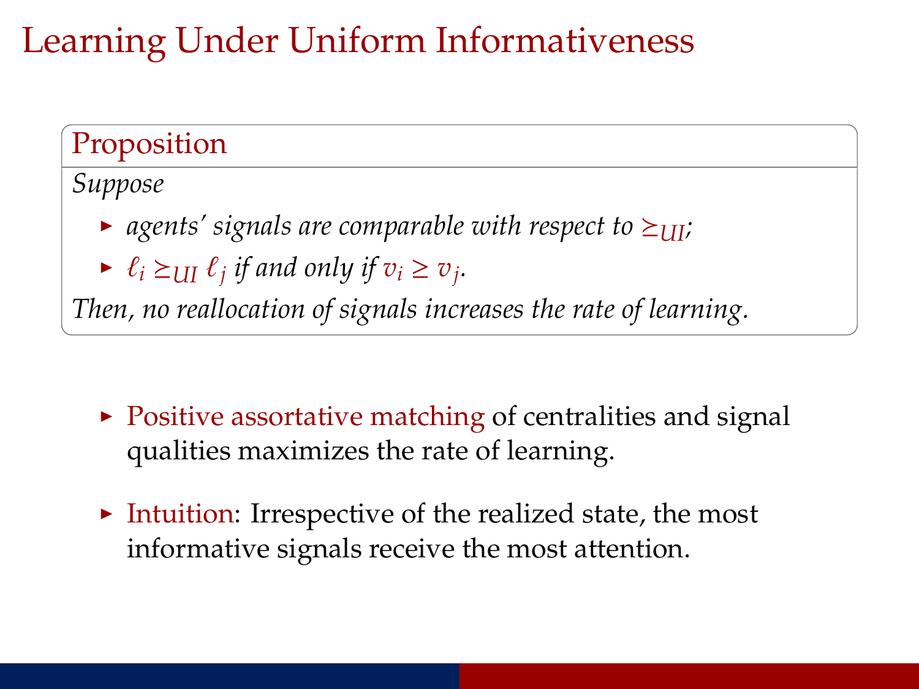# Learning Under Uniform Informativeness

**Proposition**

*Suppose*

- *agents' signals are comparable with respect to* $\succeq_{UI}$;
- $\ell_i \succeq_{UI} \ell_j$ *if and only if* $v_i \geq v_j$.

*Then, no reallocation of signals increases the rate of learning.*

- Positive assortative matching of centralities and signal qualities maximizes the rate of learning.
- Intuition: Irrespective of the realized state, the most informative signals receive the most attention.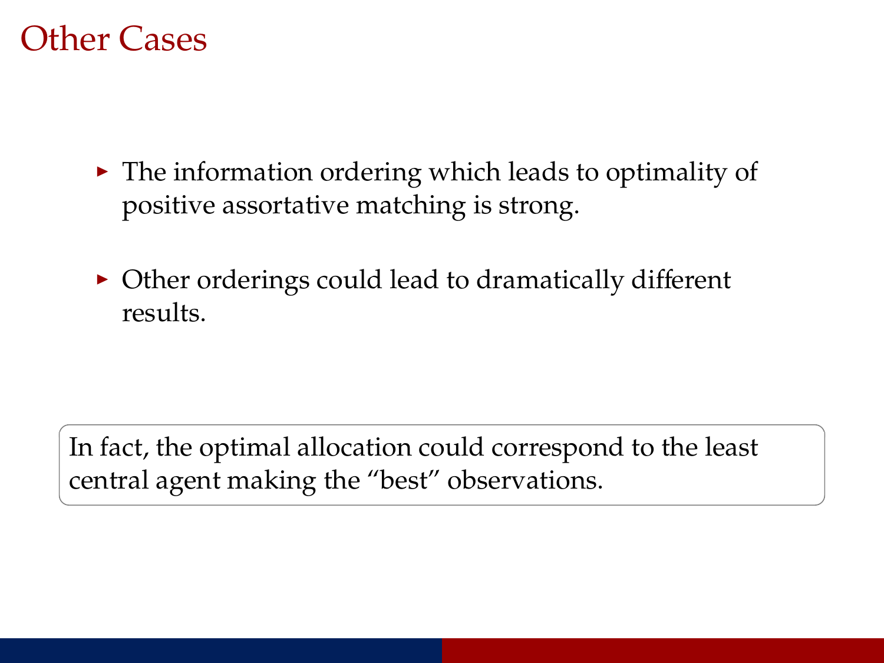# Other Cases

- The information ordering which leads to optimality of positive assortative matching is strong.
- Other orderings could lead to dramatically different results.

In fact, the optimal allocation could correspond to the least central agent making the “best” observations.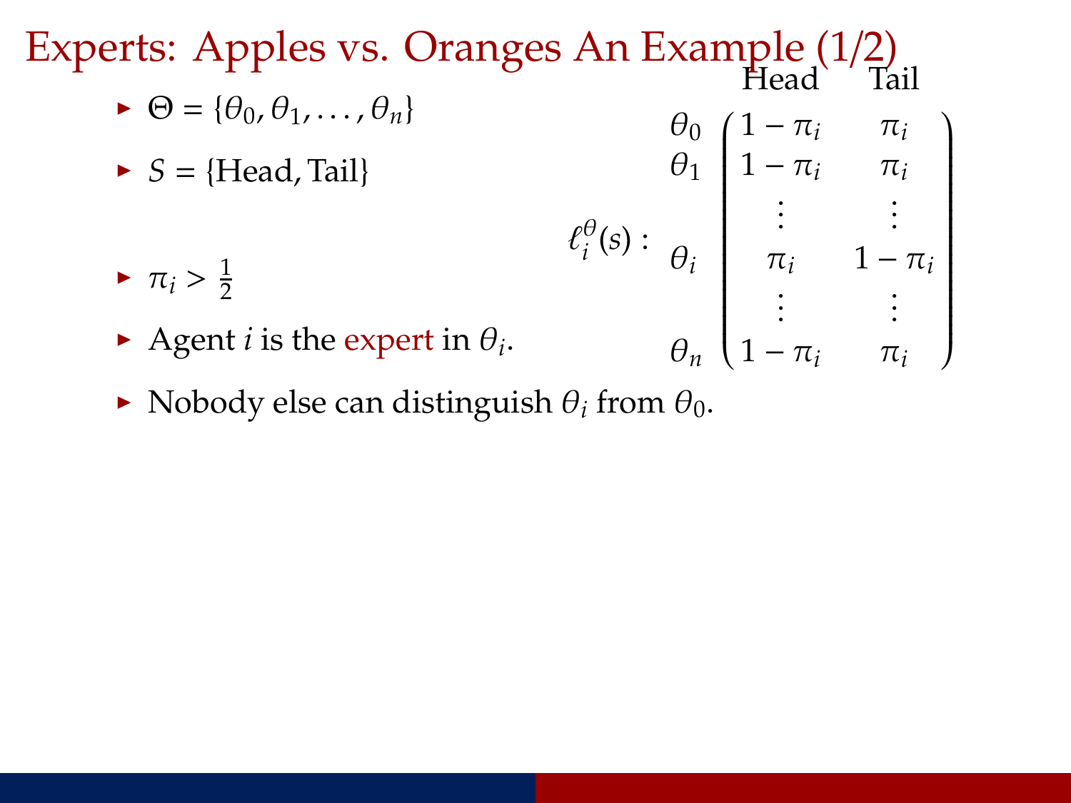# Experts: Apples vs. Oranges An Example (1/2)

- $\Theta = \{\theta_0, \theta_1, \ldots, \theta_n\}$
- $S = \{\text{Head}, \text{Tail}\}$

$$
\ell_i^{\theta}(s) : \quad
\begin{array}{c}
\\
\theta_0 \\
\theta_1 \\
\\
\theta_i \\
\\
\theta_n
\end{array}
\begin{array}{c}
\begin{array}{cc} \text{Head} & \text{Tail} \end{array} \\
\begin{pmatrix}
1 - \pi_i & \pi_i \\
1 - \pi_i & \pi_i \\
\vdots & \vdots \\
\pi_i & 1 - \pi_i \\
\vdots & \vdots \\
1 - \pi_i & \pi_i
\end{pmatrix}
\end{array}
$$

- $\pi_i > \frac{1}{2}$
- Agent $i$ is the expert in $\theta_i$.
- Nobody else can distinguish $\theta_i$ from $\theta_0$.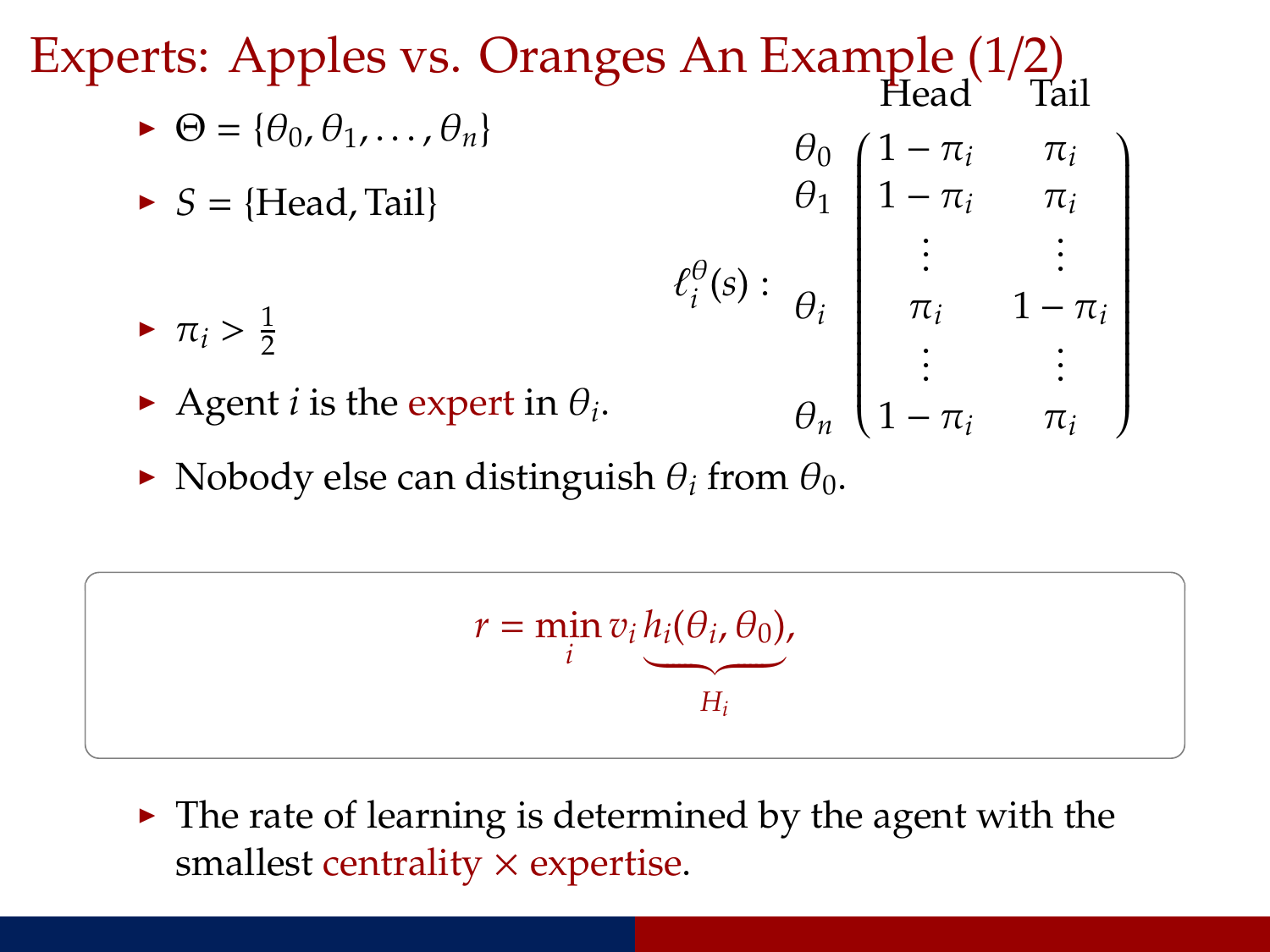# Experts: Apples vs. Oranges An Example (1/2)

- $\Theta = \{\theta_0, \theta_1, \ldots, \theta_n\}$
- $S = \{\text{Head}, \text{Tail}\}$
- $\pi_i > \frac{1}{2}$
- Agent $i$ is the expert in $\theta_i$.

$$
\ell_i^\theta(s): \quad
\begin{array}{c}
 \\ \theta_0 \\ \theta_1 \\ \vdots \\ \theta_i \\ \vdots \\ \theta_n
\end{array}
\begin{array}{c}
\begin{array}{cc} \text{Head} & \text{Tail} \end{array} \\
\begin{pmatrix}
1-\pi_i & \pi_i \\
1-\pi_i & \pi_i \\
\vdots & \vdots \\
\pi_i & 1-\pi_i \\
\vdots & \vdots \\
1-\pi_i & \pi_i
\end{pmatrix}
\end{array}
$$

- Nobody else can distinguish $\theta_i$ from $\theta_0$.

$$
r = \min_i v_i \underbrace{h_i(\theta_i, \theta_0)}_{H_i},
$$

- The rate of learning is determined by the agent with the smallest centrality × expertise.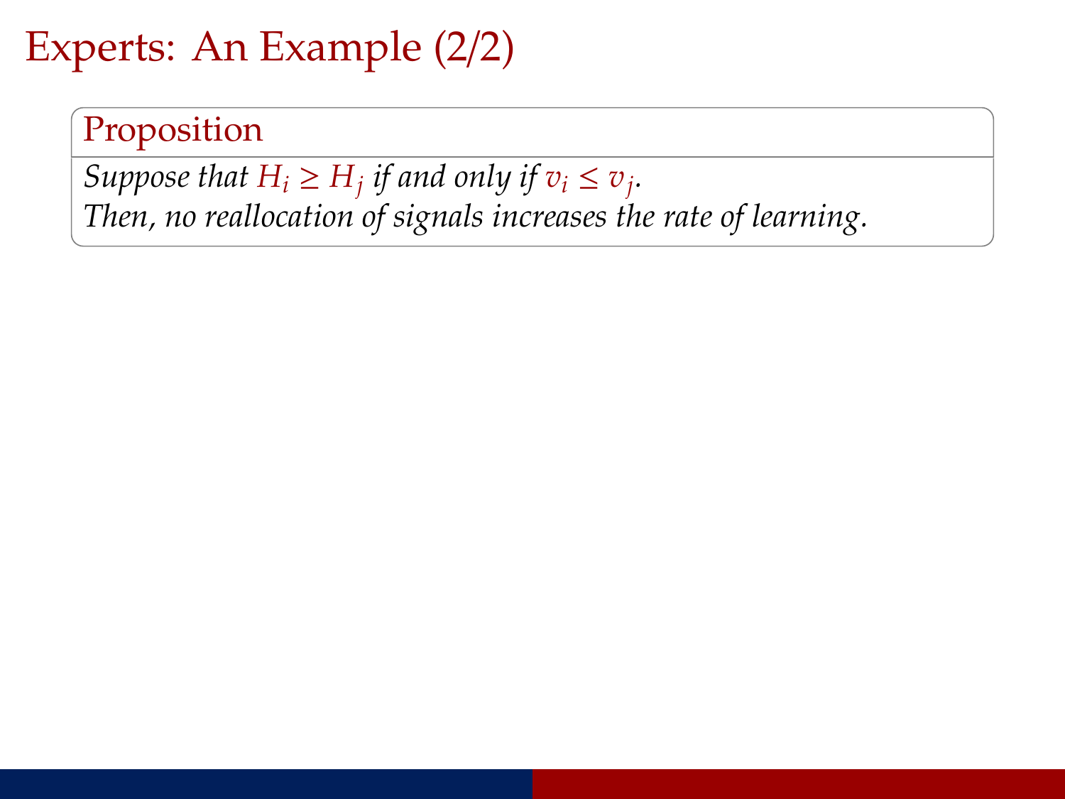# Experts: An Example (2/2)

**Proposition**

*Suppose that $H_i \geq H_j$ if and only if $v_i \leq v_j$.*
*Then, no reallocation of signals increases the rate of learning.*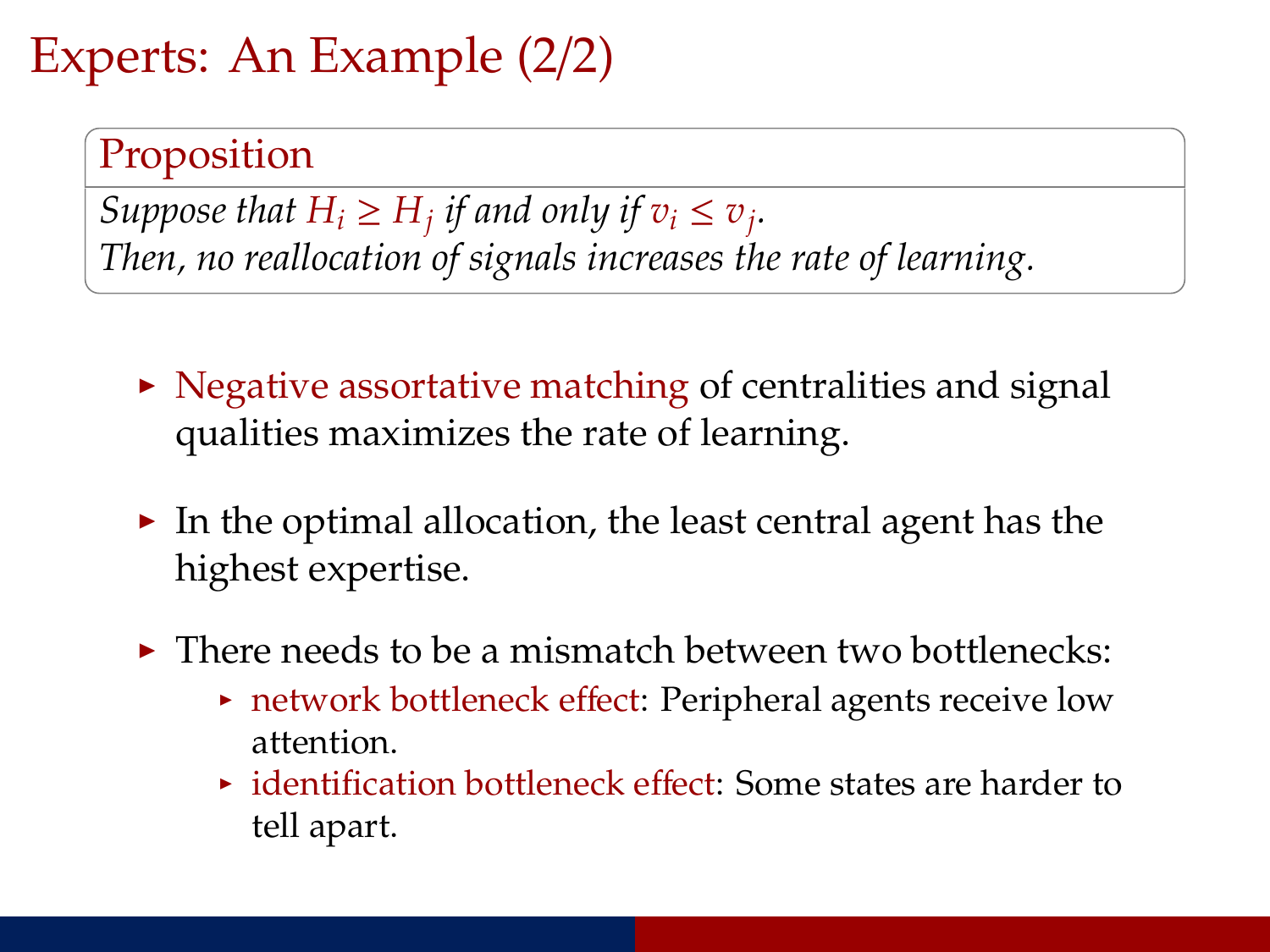# Experts: An Example (2/2)

**Proposition**

*Suppose that $H_i \geq H_j$ if and only if $v_i \leq v_j$.*
*Then, no reallocation of signals increases the rate of learning.*

- Negative assortative matching of centralities and signal qualities maximizes the rate of learning.
- In the optimal allocation, the least central agent has the highest expertise.
- There needs to be a mismatch between two bottlenecks:
  - network bottleneck effect: Peripheral agents receive low attention.
  - identification bottleneck effect: Some states are harder to tell apart.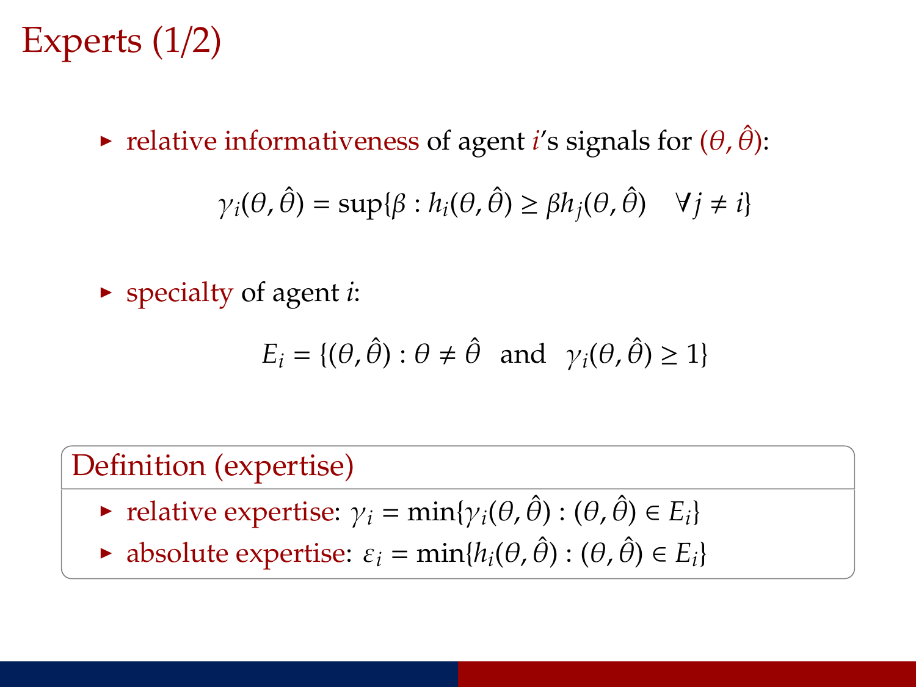# Experts (1/2)

- relative informativeness of agent $i$'s signals for $(\theta, \hat{\theta})$:

$$\gamma_i(\theta, \hat{\theta}) = \sup\{\beta : h_i(\theta, \hat{\theta}) \geq \beta h_j(\theta, \hat{\theta}) \quad \forall j \neq i\}$$

- specialty of agent $i$:

$$E_i = \{(\theta, \hat{\theta}) : \theta \neq \hat{\theta} \ \text{ and } \ \gamma_i(\theta, \hat{\theta}) \geq 1\}$$

**Definition (expertise)**

- relative expertise: $\gamma_i = \min\{\gamma_i(\theta, \hat{\theta}) : (\theta, \hat{\theta}) \in E_i\}$
- absolute expertise: $\varepsilon_i = \min\{h_i(\theta, \hat{\theta}) : (\theta, \hat{\theta}) \in E_i\}$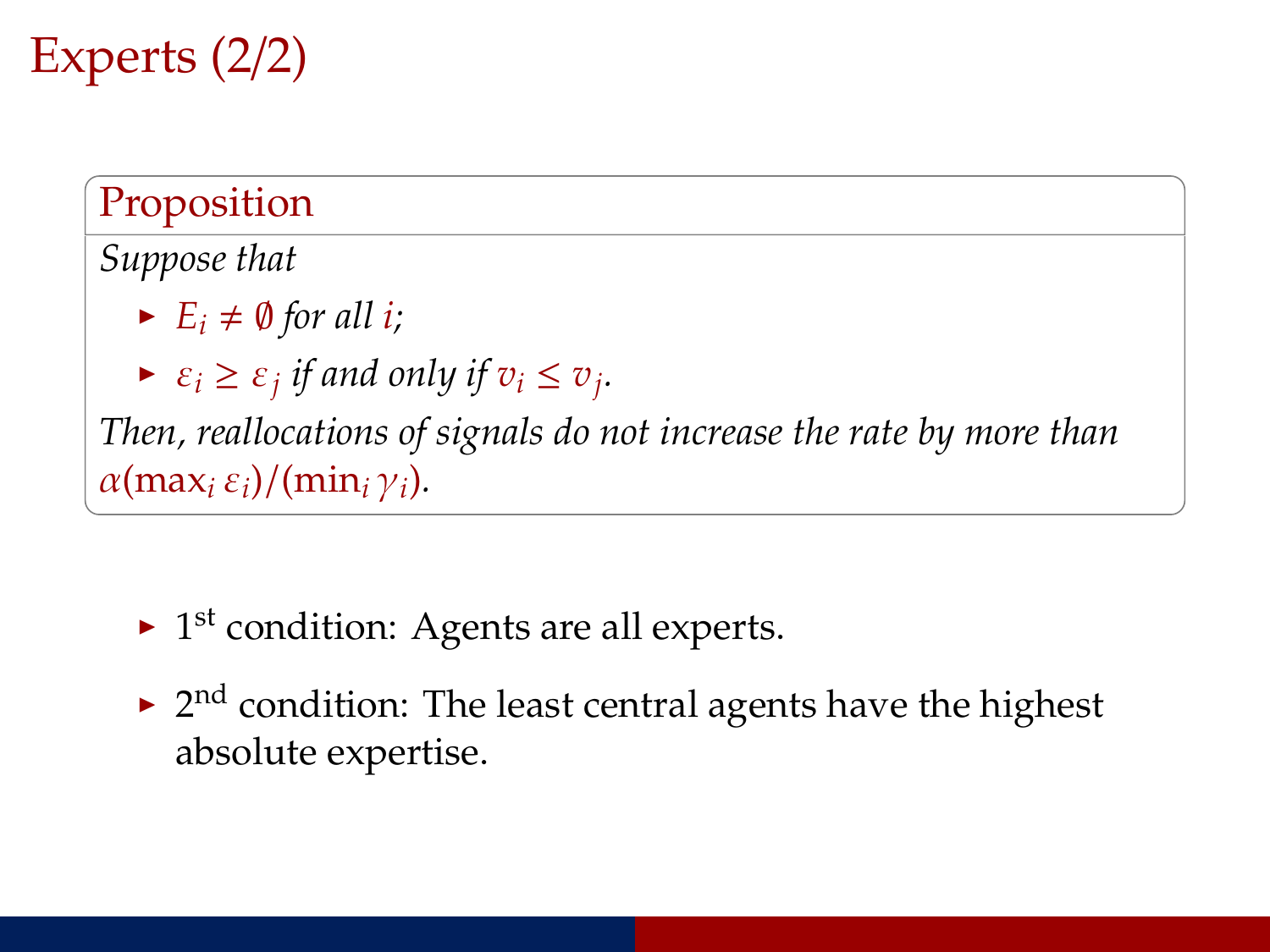# Experts (2/2)

**Proposition**

*Suppose that*

- $E_i \neq \emptyset$ *for all* $i$;
- $\varepsilon_i \geq \varepsilon_j$ *if and only if* $v_i \leq v_j$.

*Then, reallocations of signals do not increase the rate by more than* $\alpha(\max_i \varepsilon_i)/(\min_i \gamma_i)$.

- 1st condition: Agents are all experts.
- 2nd condition: The least central agents have the highest absolute expertise.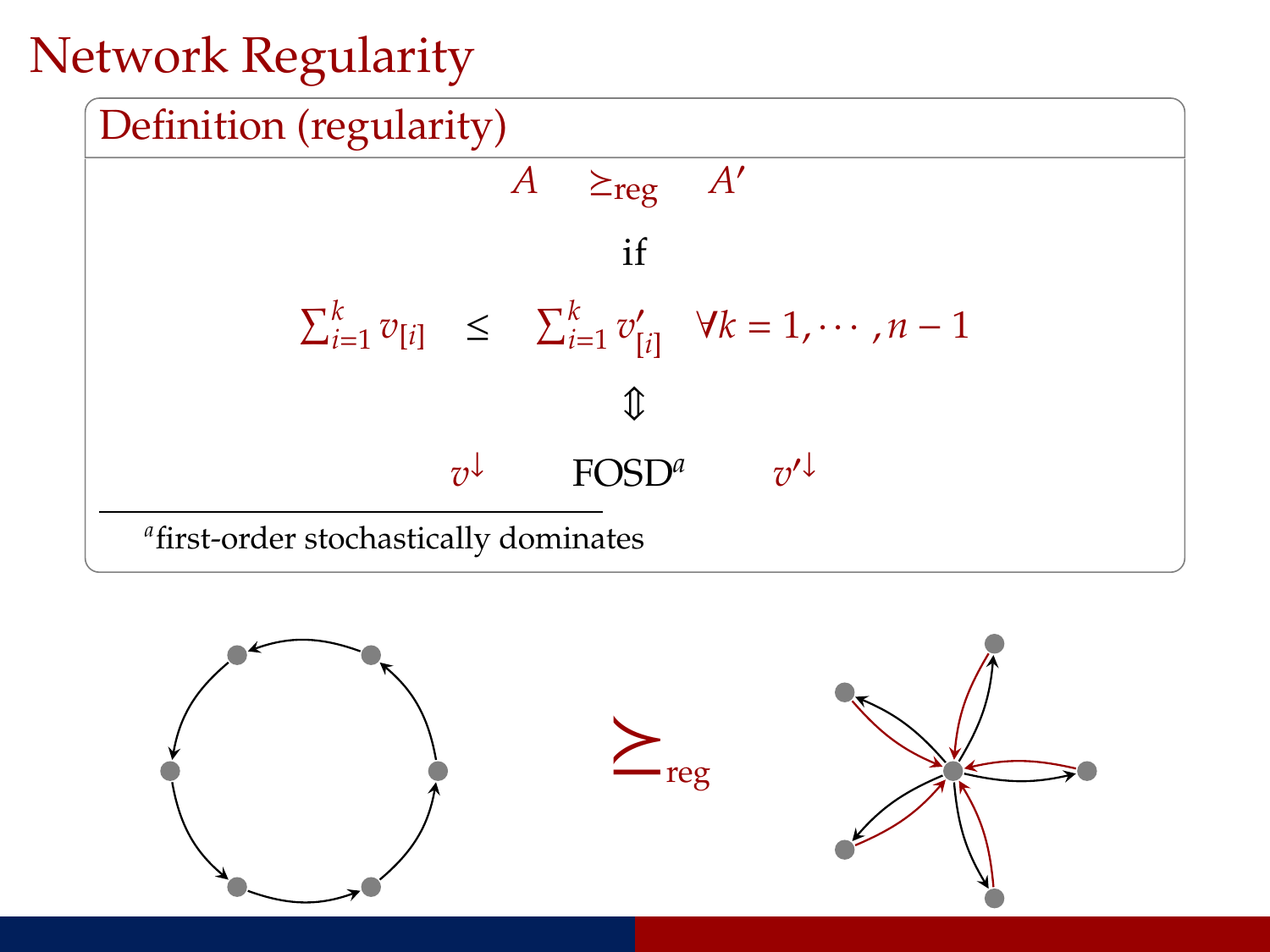# Network Regularity

**Definition (regularity)**

$$A \quad \succeq_{\text{reg}} \quad A'$$

if

$$\sum_{i=1}^{k} v_{[i]} \quad \leq \quad \sum_{i=1}^{k} v'_{[i]} \quad \forall k = 1, \cdots, n-1$$

$$\Updownarrow$$

$$v^{\downarrow} \qquad \text{FOSD}^{a} \qquad v'^{\downarrow}$$

[a] first-order stochastically dominates

$$\succeq_{\text{reg}}$$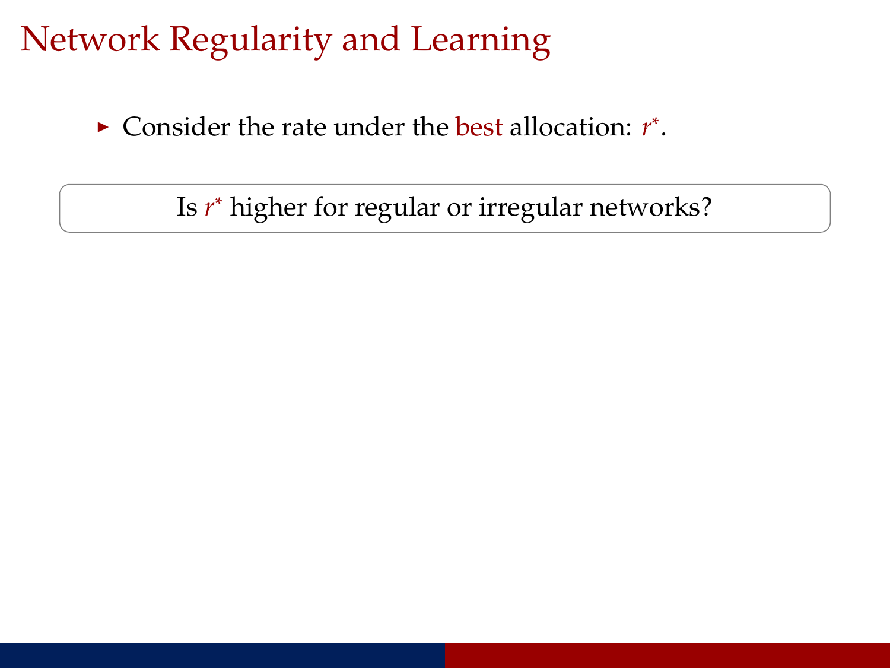# Network Regularity and Learning

- Consider the rate under the best allocation: $r^*$.

Is $r^*$ higher for regular or irregular networks?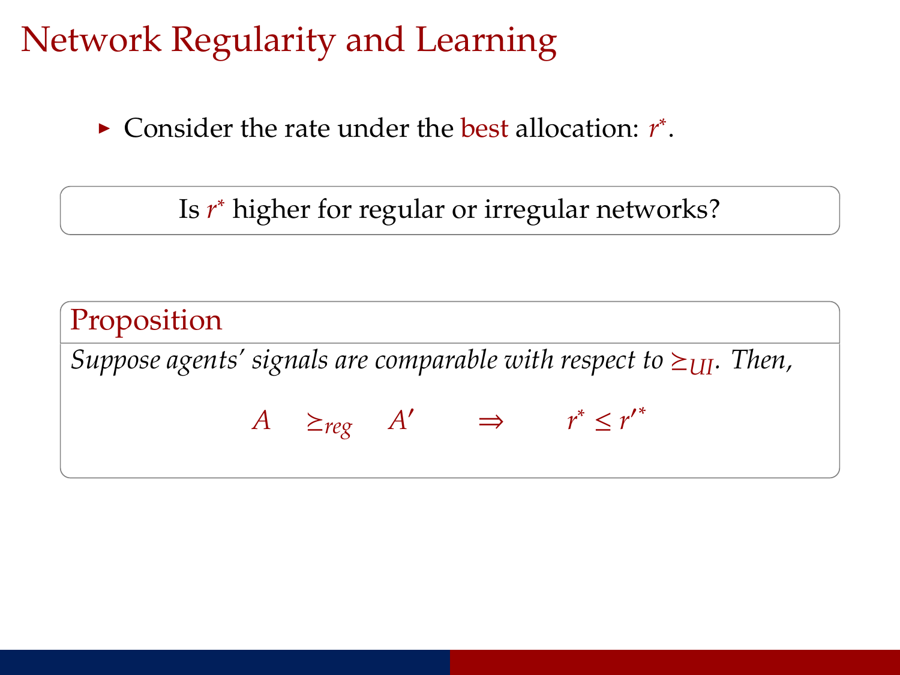# Network Regularity and Learning

- Consider the rate under the best allocation: $r^*$.

Is $r^*$ higher for regular or irregular networks?

**Proposition**

*Suppose agents' signals are comparable with respect to $\succeq_{UI}$. Then,*

$$A \quad \succeq_{reg} \quad A' \qquad \Rightarrow \qquad r^* \leq r'^*$$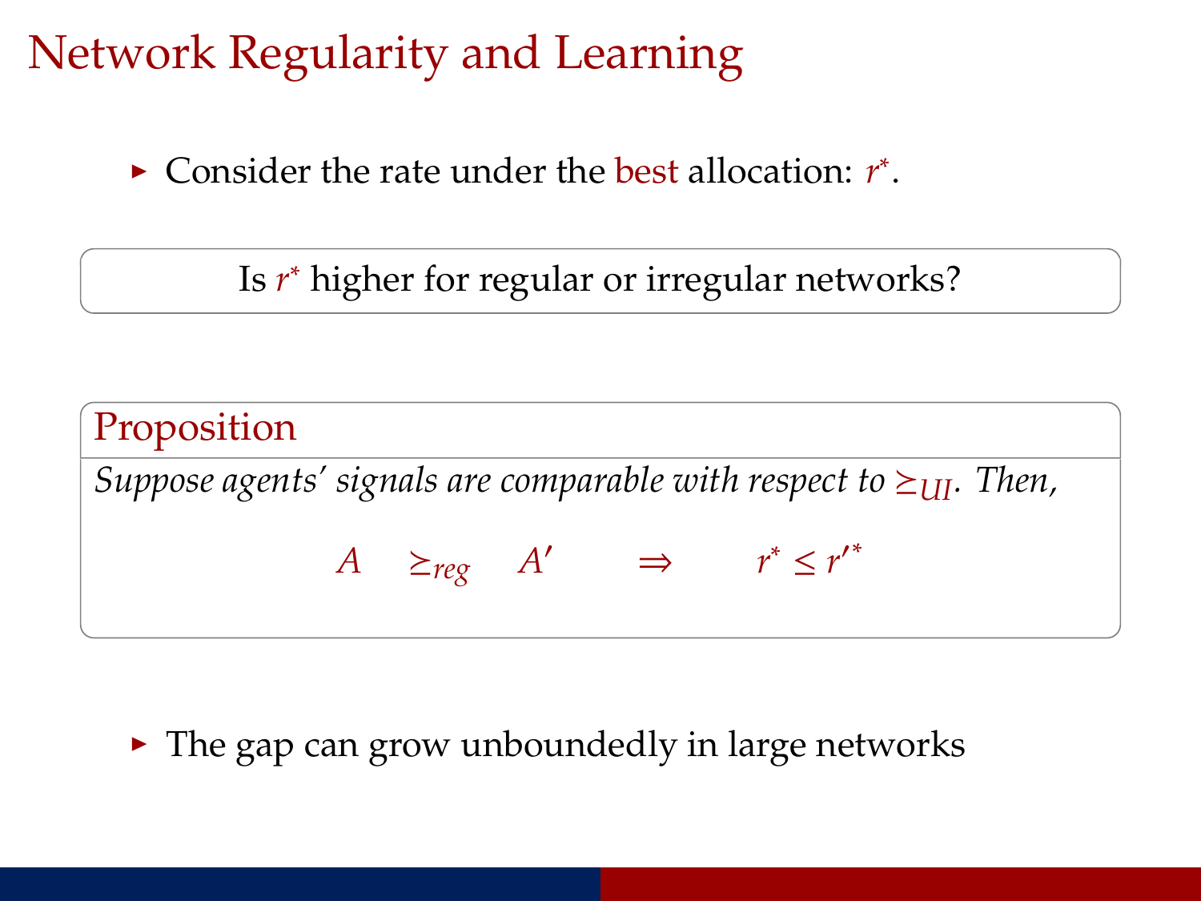# Network Regularity and Learning

- Consider the rate under the best allocation: $r^*$.

Is $r^*$ higher for regular or irregular networks?

**Proposition**

*Suppose agents' signals are comparable with respect to $\succeq_{UI}$. Then,*

$$A \quad \succeq_{reg} \quad A' \qquad \Rightarrow \qquad r^* \leq r'^*$$

- The gap can grow unboundedly in large networks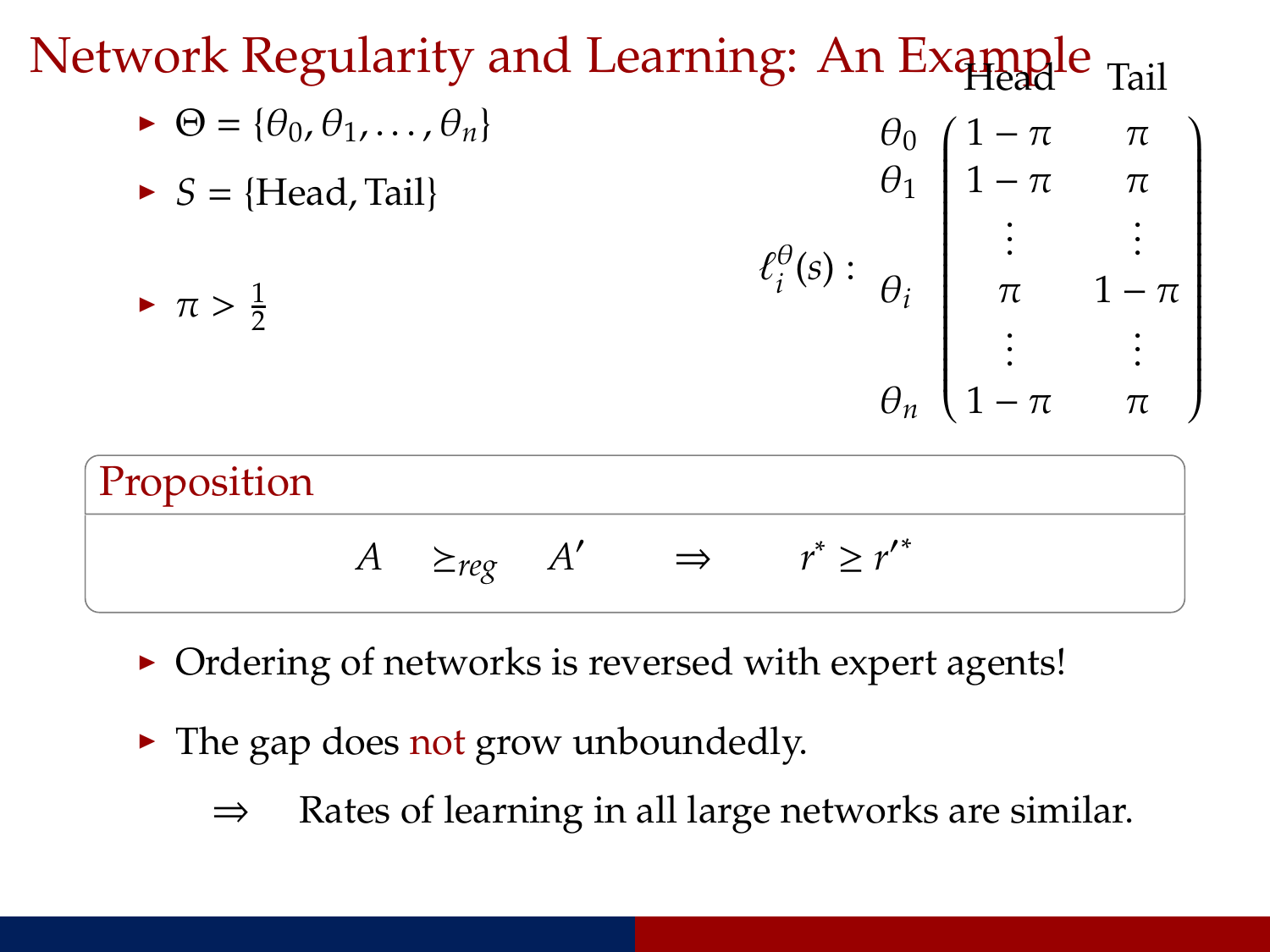# Network Regularity and Learning: An Example

- $\Theta = \{\theta_0, \theta_1, \dots, \theta_n\}$
- $S = \{\text{Head}, \text{Tail}\}$
- $\pi > \frac{1}{2}$

$$
\ell_i^{\theta}(s): \quad
\begin{array}{c}
\\
\theta_0 \\
\theta_1 \\
\\
\theta_i \\
\\
\theta_n
\end{array}
\begin{array}{cc}
\text{Head} & \text{Tail} \\
\end{array}
\begin{pmatrix}
1-\pi & \pi \\
1-\pi & \pi \\
\vdots & \vdots \\
\pi & 1-\pi \\
\vdots & \vdots \\
1-\pi & \pi
\end{pmatrix}
$$

**Proposition**

$$A \quad \geq_{reg} \quad A' \qquad \Rightarrow \qquad r^* \geq r'^*$$

- Ordering of networks is reversed with expert agents!
- The gap does not grow unboundedly.
  - $\Rightarrow$ Rates of learning in all large networks are similar.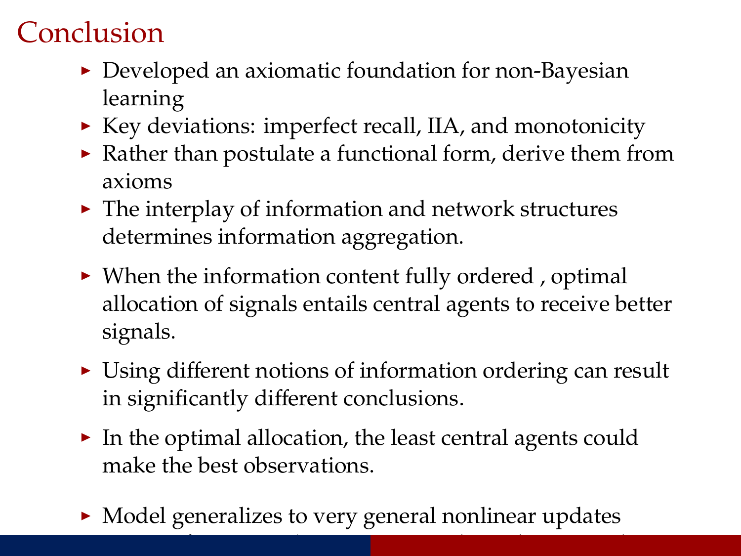# Conclusion

- Developed an axiomatic foundation for non-Bayesian learning
- Key deviations: imperfect recall, IIA, and monotonicity
- Rather than postulate a functional form, derive them from axioms
- The interplay of information and network structures determines information aggregation.
- When the information content fully ordered , optimal allocation of signals entails central agents to receive better signals.
- Using different notions of information ordering can result in significantly different conclusions.
- In the optimal allocation, the least central agents could make the best observations.
- Model generalizes to very general nonlinear updates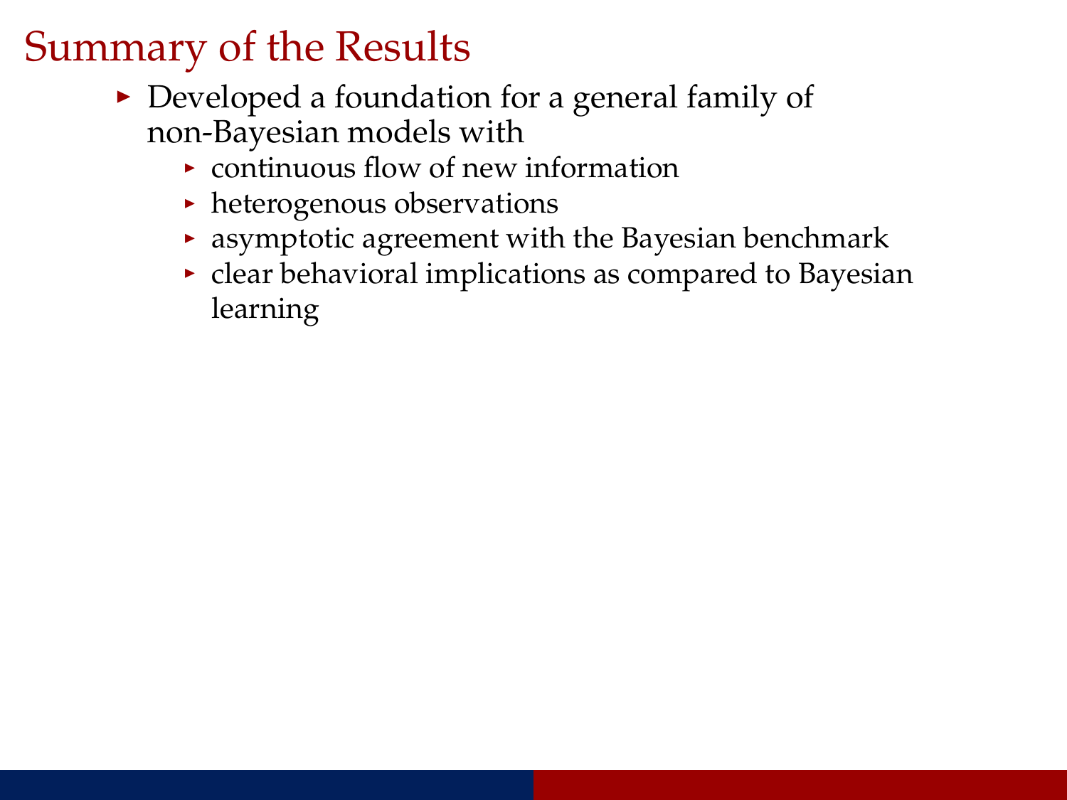# Summary of the Results

- Developed a foundation for a general family of non-Bayesian models with
  - continuous flow of new information
  - heterogenous observations
  - asymptotic agreement with the Bayesian benchmark
  - clear behavioral implications as compared to Bayesian learning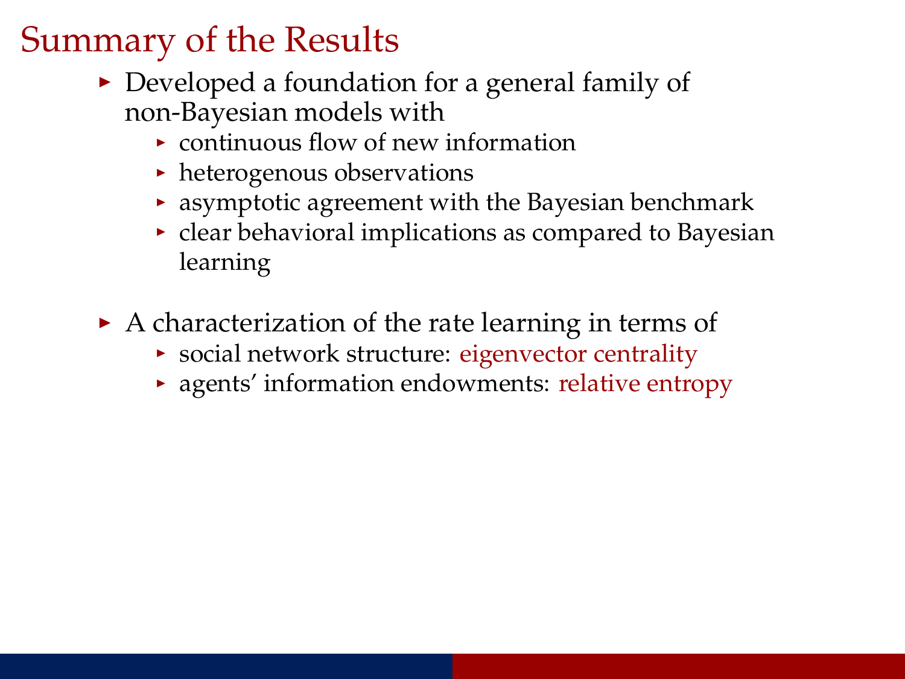# Summary of the Results

- Developed a foundation for a general family of non-Bayesian models with
  - continuous flow of new information
  - heterogenous observations
  - asymptotic agreement with the Bayesian benchmark
  - clear behavioral implications as compared to Bayesian learning

- A characterization of the rate learning in terms of
  - social network structure: eigenvector centrality
  - agents' information endowments: relative entropy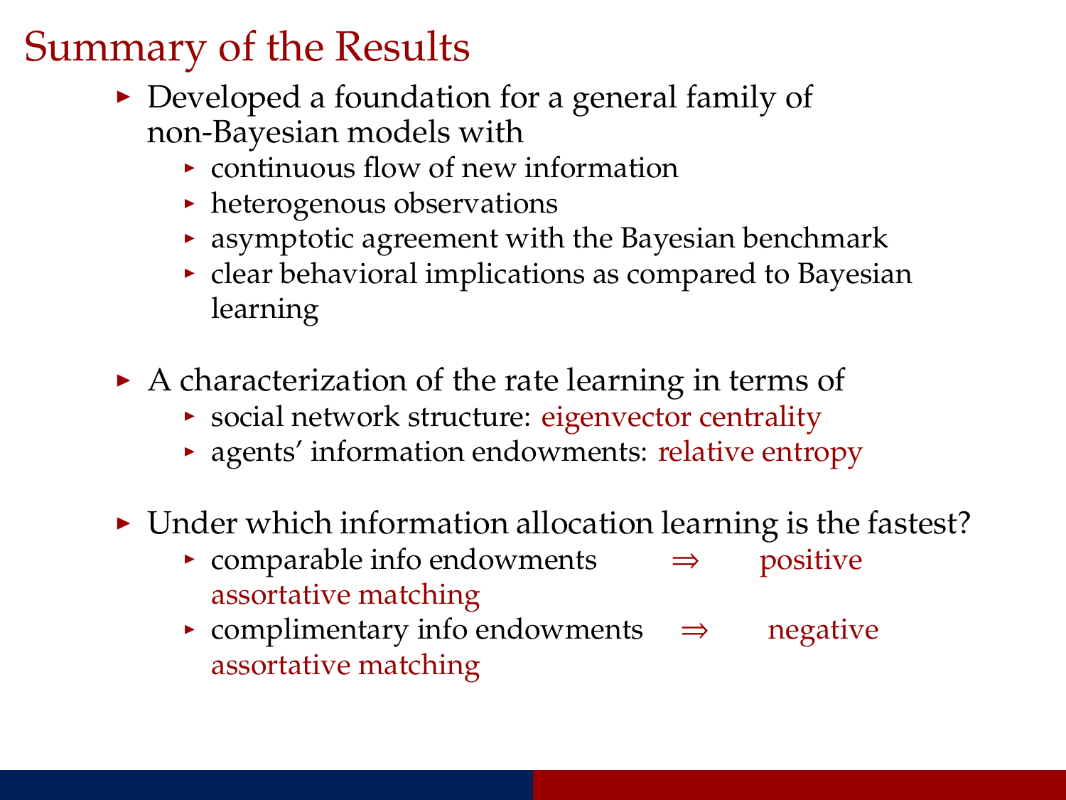# Summary of the Results

- Developed a foundation for a general family of non-Bayesian models with
  - continuous flow of new information
  - heterogenous observations
  - asymptotic agreement with the Bayesian benchmark
  - clear behavioral implications as compared to Bayesian learning

- A characterization of the rate learning in terms of
  - social network structure: eigenvector centrality
  - agents' information endowments: relative entropy

- Under which information allocation learning is the fastest?
  - comparable info endowments $\Rightarrow$ positive assortative matching
  - complimentary info endowments $\Rightarrow$ negative assortative matching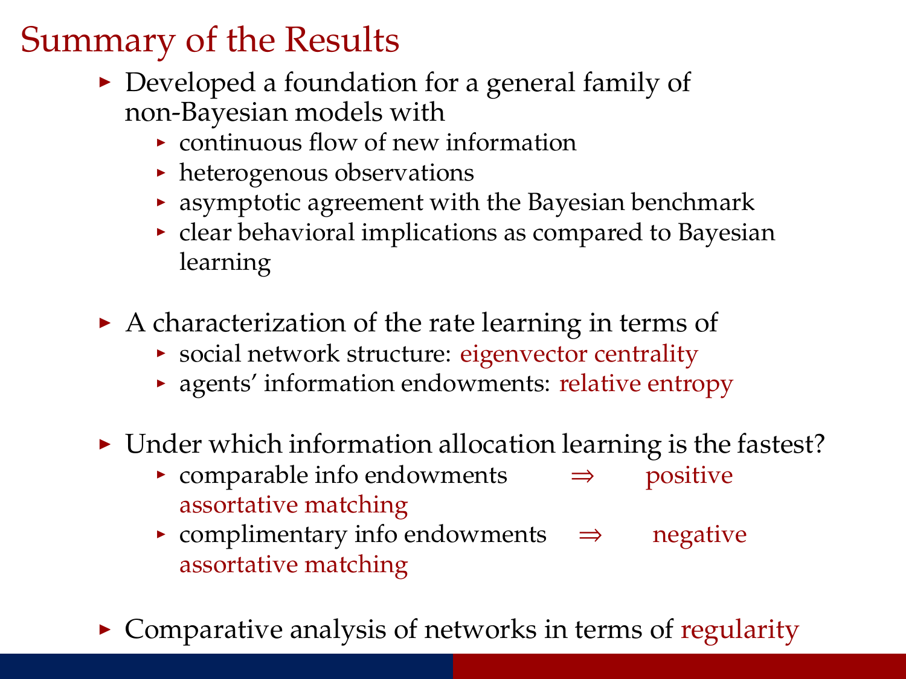# Summary of the Results

- Developed a foundation for a general family of non-Bayesian models with
  - continuous flow of new information
  - heterogenous observations
  - asymptotic agreement with the Bayesian benchmark
  - clear behavioral implications as compared to Bayesian learning

- A characterization of the rate learning in terms of
  - social network structure: eigenvector centrality
  - agents' information endowments: relative entropy

- Under which information allocation learning is the fastest?
  - comparable info endowments $\Rightarrow$ positive assortative matching
  - complimentary info endowments $\Rightarrow$ negative assortative matching

- Comparative analysis of networks in terms of regularity